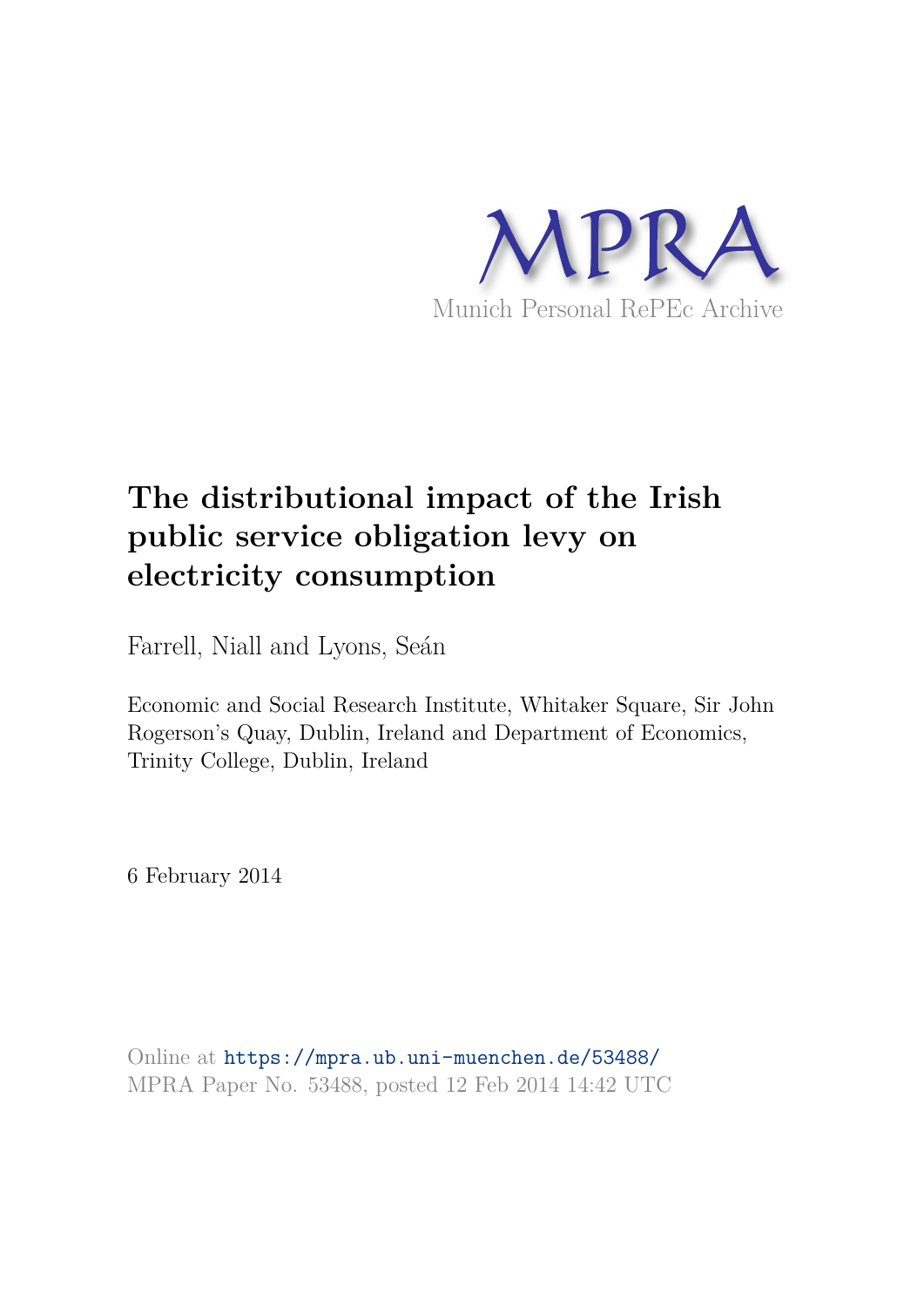MPRA

Munich Personal RePEc Archive

# The distributional impact of the Irish public service obligation levy on electricity consumption

Farrell, Niall and Lyons, Seán

Economic and Social Research Institute, Whitaker Square, Sir John Rogerson's Quay, Dublin, Ireland and Department of Economics, Trinity College, Dublin, Ireland

6 February 2014

Online at https://mpra.ub.uni-muenchen.de/53488/
MPRA Paper No. 53488, posted 12 Feb 2014 14:42 UTC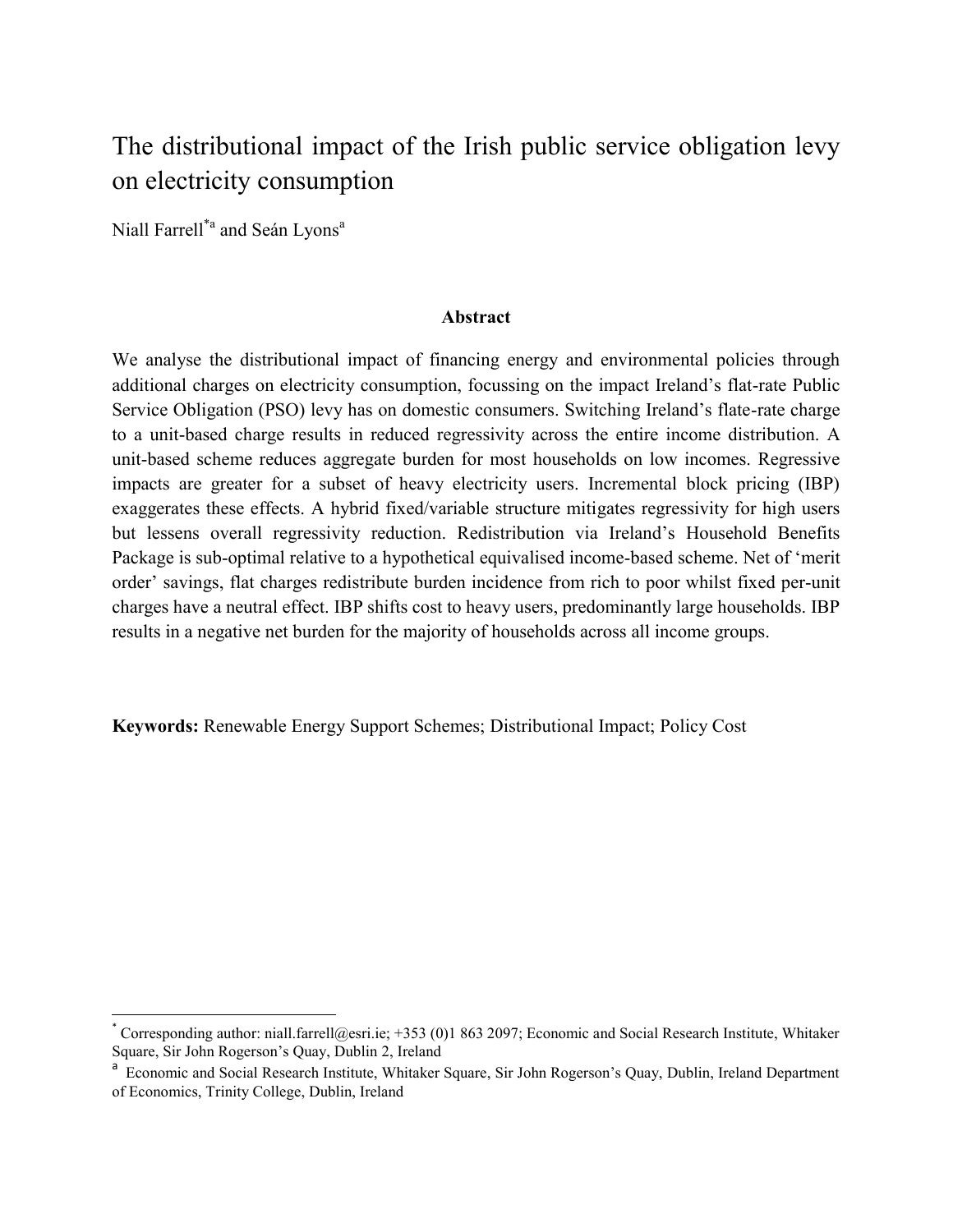# The distributional impact of the Irish public service obligation levy on electricity consumption

Niall Farrell[*a] and Seán Lyons[a]

**Abstract**

We analyse the distributional impact of financing energy and environmental policies through additional charges on electricity consumption, focussing on the impact Ireland's flat-rate Public Service Obligation (PSO) levy has on domestic consumers. Switching Ireland's flate-rate charge to a unit-based charge results in reduced regressivity across the entire income distribution. A unit-based scheme reduces aggregate burden for most households on low incomes. Regressive impacts are greater for a subset of heavy electricity users. Incremental block pricing (IBP) exaggerates these effects. A hybrid fixed/variable structure mitigates regressivity for high users but lessens overall regressivity reduction. Redistribution via Ireland's Household Benefits Package is sub-optimal relative to a hypothetical equivalised income-based scheme. Net of 'merit order' savings, flat charges redistribute burden incidence from rich to poor whilst fixed per-unit charges have a neutral effect. IBP shifts cost to heavy users, predominantly large households. IBP results in a negative net burden for the majority of households across all income groups.

**Keywords:** Renewable Energy Support Schemes; Distributional Impact; Policy Cost

[*] Corresponding author: niall.farrell@esri.ie; +353 (0)1 863 2097; Economic and Social Research Institute, Whitaker Square, Sir John Rogerson's Quay, Dublin 2, Ireland

[a] Economic and Social Research Institute, Whitaker Square, Sir John Rogerson's Quay, Dublin, Ireland Department of Economics, Trinity College, Dublin, Ireland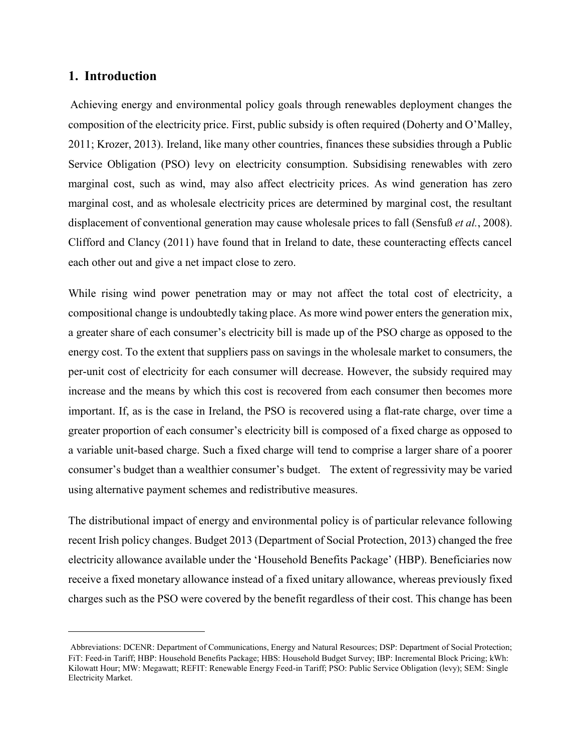## 1. Introduction

Achieving energy and environmental policy goals through renewables deployment changes the composition of the electricity price. First, public subsidy is often required (Doherty and O'Malley, 2011; Krozer, 2013). Ireland, like many other countries, finances these subsidies through a Public Service Obligation (PSO) levy on electricity consumption. Subsidising renewables with zero marginal cost, such as wind, may also affect electricity prices. As wind generation has zero marginal cost, and as wholesale electricity prices are determined by marginal cost, the resultant displacement of conventional generation may cause wholesale prices to fall (Sensfuß *et al.*, 2008). Clifford and Clancy (2011) have found that in Ireland to date, these counteracting effects cancel each other out and give a net impact close to zero.

While rising wind power penetration may or may not affect the total cost of electricity, a compositional change is undoubtedly taking place. As more wind power enters the generation mix, a greater share of each consumer's electricity bill is made up of the PSO charge as opposed to the energy cost. To the extent that suppliers pass on savings in the wholesale market to consumers, the per-unit cost of electricity for each consumer will decrease. However, the subsidy required may increase and the means by which this cost is recovered from each consumer then becomes more important. If, as is the case in Ireland, the PSO is recovered using a flat-rate charge, over time a greater proportion of each consumer's electricity bill is composed of a fixed charge as opposed to a variable unit-based charge. Such a fixed charge will tend to comprise a larger share of a poorer consumer's budget than a wealthier consumer's budget. The extent of regressivity may be varied using alternative payment schemes and redistributive measures.

The distributional impact of energy and environmental policy is of particular relevance following recent Irish policy changes. Budget 2013 (Department of Social Protection, 2013) changed the free electricity allowance available under the 'Household Benefits Package' (HBP). Beneficiaries now receive a fixed monetary allowance instead of a fixed unitary allowance, whereas previously fixed charges such as the PSO were covered by the benefit regardless of their cost. This change has been

---

Abbreviations: DCENR: Department of Communications, Energy and Natural Resources; DSP: Department of Social Protection; FiT: Feed-in Tariff; HBP: Household Benefits Package; HBS: Household Budget Survey; IBP: Incremental Block Pricing; kWh: Kilowatt Hour; MW: Megawatt; REFIT: Renewable Energy Feed-in Tariff; PSO: Public Service Obligation (levy); SEM: Single Electricity Market.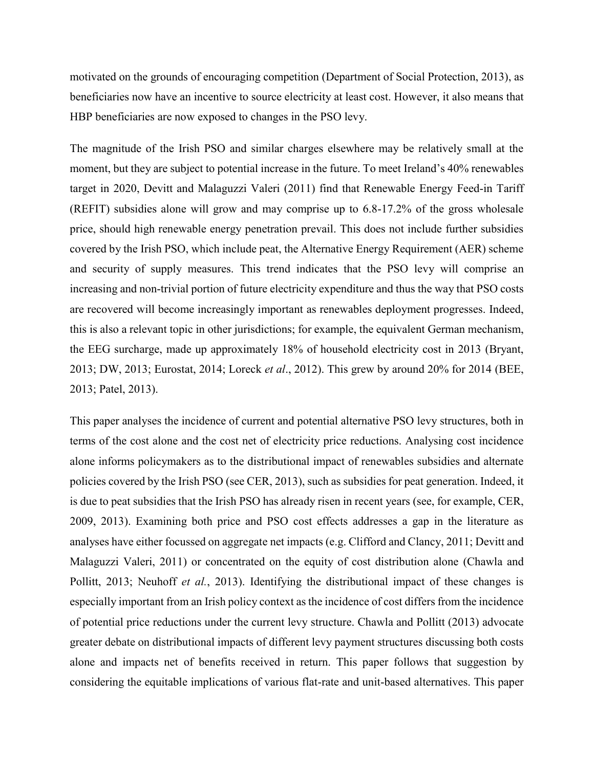motivated on the grounds of encouraging competition (Department of Social Protection, 2013), as beneficiaries now have an incentive to source electricity at least cost. However, it also means that HBP beneficiaries are now exposed to changes in the PSO levy.

The magnitude of the Irish PSO and similar charges elsewhere may be relatively small at the moment, but they are subject to potential increase in the future. To meet Ireland's 40% renewables target in 2020, Devitt and Malaguzzi Valeri (2011) find that Renewable Energy Feed-in Tariff (REFIT) subsidies alone will grow and may comprise up to 6.8-17.2% of the gross wholesale price, should high renewable energy penetration prevail. This does not include further subsidies covered by the Irish PSO, which include peat, the Alternative Energy Requirement (AER) scheme and security of supply measures. This trend indicates that the PSO levy will comprise an increasing and non-trivial portion of future electricity expenditure and thus the way that PSO costs are recovered will become increasingly important as renewables deployment progresses. Indeed, this is also a relevant topic in other jurisdictions; for example, the equivalent German mechanism, the EEG surcharge, made up approximately 18% of household electricity cost in 2013 (Bryant, 2013; DW, 2013; Eurostat, 2014; Loreck *et al*., 2012). This grew by around 20% for 2014 (BEE, 2013; Patel, 2013).

This paper analyses the incidence of current and potential alternative PSO levy structures, both in terms of the cost alone and the cost net of electricity price reductions. Analysing cost incidence alone informs policymakers as to the distributional impact of renewables subsidies and alternate policies covered by the Irish PSO (see CER, 2013), such as subsidies for peat generation. Indeed, it is due to peat subsidies that the Irish PSO has already risen in recent years (see, for example, CER, 2009, 2013). Examining both price and PSO cost effects addresses a gap in the literature as analyses have either focussed on aggregate net impacts (e.g. Clifford and Clancy, 2011; Devitt and Malaguzzi Valeri, 2011) or concentrated on the equity of cost distribution alone (Chawla and Pollitt, 2013; Neuhoff *et al.*, 2013). Identifying the distributional impact of these changes is especially important from an Irish policy context as the incidence of cost differs from the incidence of potential price reductions under the current levy structure. Chawla and Pollitt (2013) advocate greater debate on distributional impacts of different levy payment structures discussing both costs alone and impacts net of benefits received in return. This paper follows that suggestion by considering the equitable implications of various flat-rate and unit-based alternatives. This paper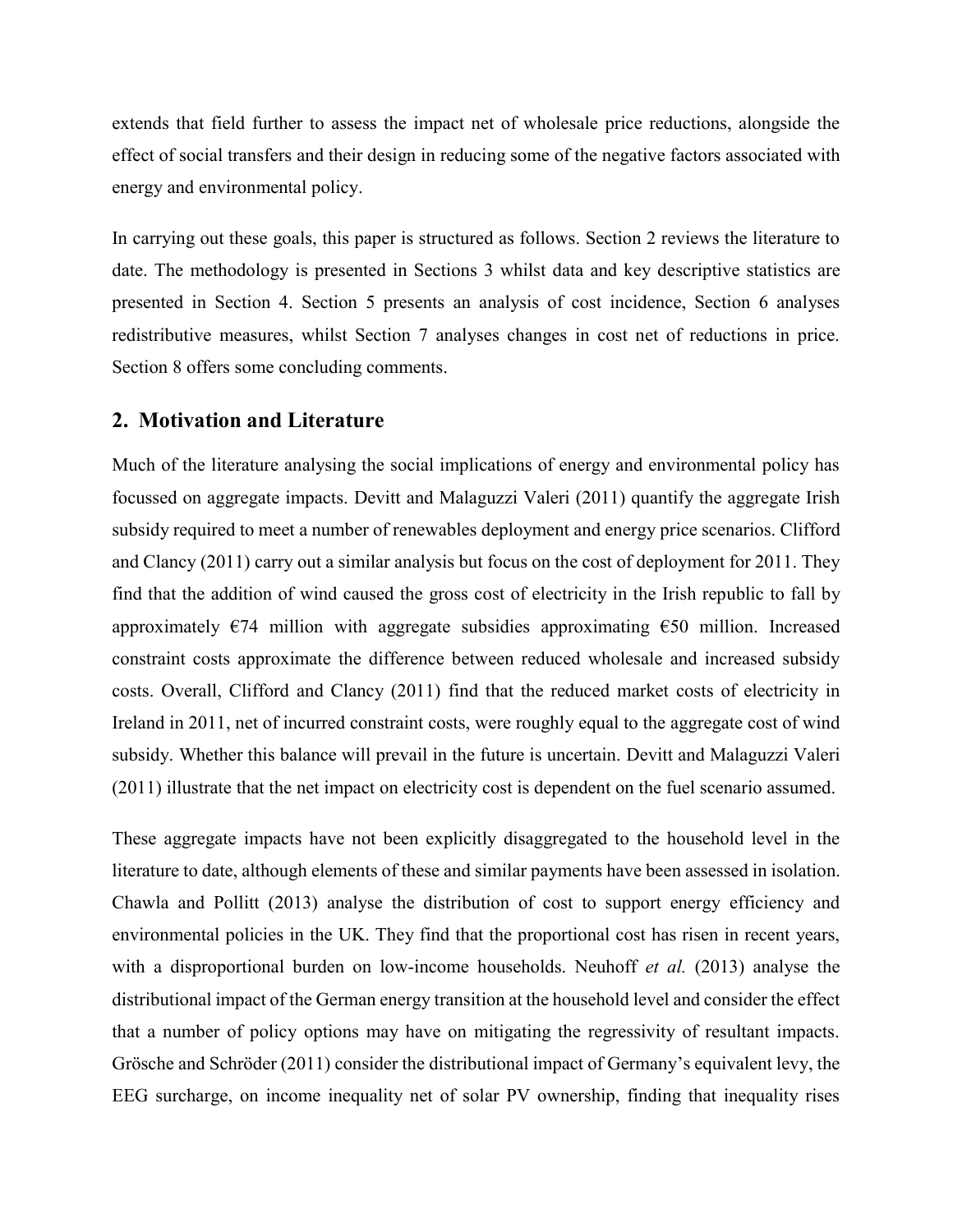extends that field further to assess the impact net of wholesale price reductions, alongside the effect of social transfers and their design in reducing some of the negative factors associated with energy and environmental policy.

In carrying out these goals, this paper is structured as follows. Section 2 reviews the literature to date. The methodology is presented in Sections 3 whilst data and key descriptive statistics are presented in Section 4. Section 5 presents an analysis of cost incidence, Section 6 analyses redistributive measures, whilst Section 7 analyses changes in cost net of reductions in price. Section 8 offers some concluding comments.

## 2. Motivation and Literature

Much of the literature analysing the social implications of energy and environmental policy has focussed on aggregate impacts. Devitt and Malaguzzi Valeri (2011) quantify the aggregate Irish subsidy required to meet a number of renewables deployment and energy price scenarios. Clifford and Clancy (2011) carry out a similar analysis but focus on the cost of deployment for 2011. They find that the addition of wind caused the gross cost of electricity in the Irish republic to fall by approximately €74 million with aggregate subsidies approximating €50 million. Increased constraint costs approximate the difference between reduced wholesale and increased subsidy costs. Overall, Clifford and Clancy (2011) find that the reduced market costs of electricity in Ireland in 2011, net of incurred constraint costs, were roughly equal to the aggregate cost of wind subsidy. Whether this balance will prevail in the future is uncertain. Devitt and Malaguzzi Valeri (2011) illustrate that the net impact on electricity cost is dependent on the fuel scenario assumed.

These aggregate impacts have not been explicitly disaggregated to the household level in the literature to date, although elements of these and similar payments have been assessed in isolation. Chawla and Pollitt (2013) analyse the distribution of cost to support energy efficiency and environmental policies in the UK. They find that the proportional cost has risen in recent years, with a disproportional burden on low-income households. Neuhoff *et al.* (2013) analyse the distributional impact of the German energy transition at the household level and consider the effect that a number of policy options may have on mitigating the regressivity of resultant impacts. Grösche and Schröder (2011) consider the distributional impact of Germany's equivalent levy, the EEG surcharge, on income inequality net of solar PV ownership, finding that inequality rises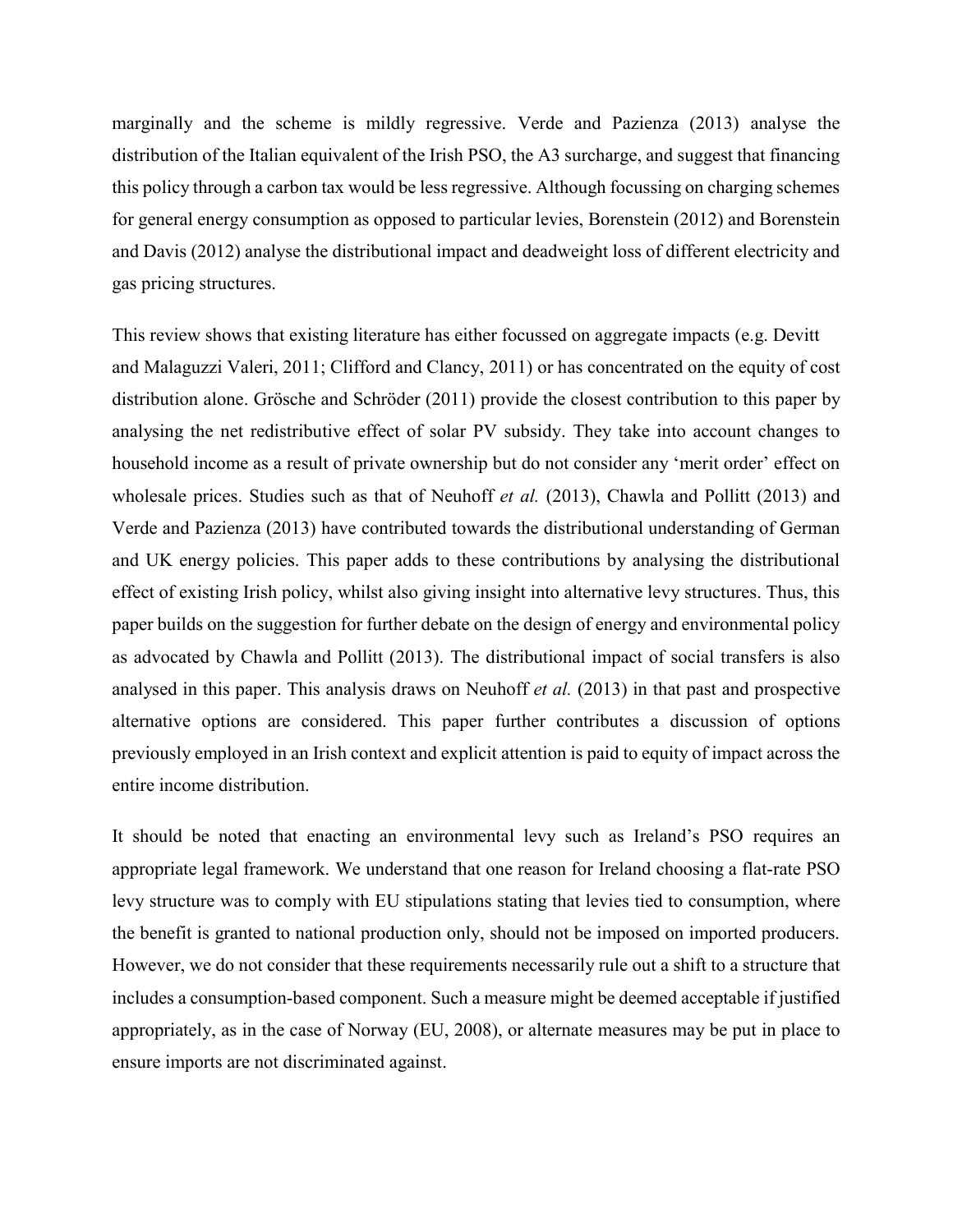marginally and the scheme is mildly regressive. Verde and Pazienza (2013) analyse the distribution of the Italian equivalent of the Irish PSO, the A3 surcharge, and suggest that financing this policy through a carbon tax would be less regressive. Although focussing on charging schemes for general energy consumption as opposed to particular levies, Borenstein (2012) and Borenstein and Davis (2012) analyse the distributional impact and deadweight loss of different electricity and gas pricing structures.

This review shows that existing literature has either focussed on aggregate impacts (e.g. Devitt and Malaguzzi Valeri, 2011; Clifford and Clancy, 2011) or has concentrated on the equity of cost distribution alone. Grösche and Schröder (2011) provide the closest contribution to this paper by analysing the net redistributive effect of solar PV subsidy. They take into account changes to household income as a result of private ownership but do not consider any 'merit order' effect on wholesale prices. Studies such as that of Neuhoff *et al.* (2013), Chawla and Pollitt (2013) and Verde and Pazienza (2013) have contributed towards the distributional understanding of German and UK energy policies. This paper adds to these contributions by analysing the distributional effect of existing Irish policy, whilst also giving insight into alternative levy structures. Thus, this paper builds on the suggestion for further debate on the design of energy and environmental policy as advocated by Chawla and Pollitt (2013). The distributional impact of social transfers is also analysed in this paper. This analysis draws on Neuhoff *et al.* (2013) in that past and prospective alternative options are considered. This paper further contributes a discussion of options previously employed in an Irish context and explicit attention is paid to equity of impact across the entire income distribution.

It should be noted that enacting an environmental levy such as Ireland's PSO requires an appropriate legal framework. We understand that one reason for Ireland choosing a flat-rate PSO levy structure was to comply with EU stipulations stating that levies tied to consumption, where the benefit is granted to national production only, should not be imposed on imported producers. However, we do not consider that these requirements necessarily rule out a shift to a structure that includes a consumption-based component. Such a measure might be deemed acceptable if justified appropriately, as in the case of Norway (EU, 2008), or alternate measures may be put in place to ensure imports are not discriminated against.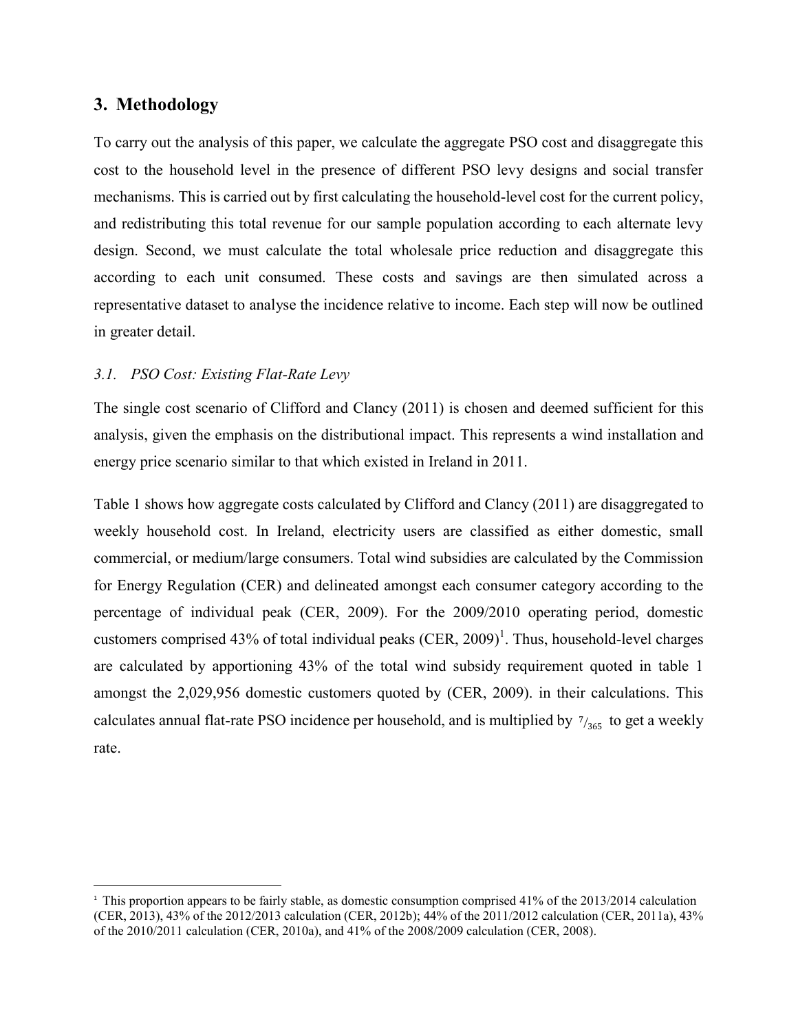## 3. Methodology

To carry out the analysis of this paper, we calculate the aggregate PSO cost and disaggregate this cost to the household level in the presence of different PSO levy designs and social transfer mechanisms. This is carried out by first calculating the household-level cost for the current policy, and redistributing this total revenue for our sample population according to each alternate levy design. Second, we must calculate the total wholesale price reduction and disaggregate this according to each unit consumed. These costs and savings are then simulated across a representative dataset to analyse the incidence relative to income. Each step will now be outlined in greater detail.

### *3.1. PSO Cost: Existing Flat-Rate Levy*

The single cost scenario of Clifford and Clancy (2011) is chosen and deemed sufficient for this analysis, given the emphasis on the distributional impact. This represents a wind installation and energy price scenario similar to that which existed in Ireland in 2011.

Table 1 shows how aggregate costs calculated by Clifford and Clancy (2011) are disaggregated to weekly household cost. In Ireland, electricity users are classified as either domestic, small commercial, or medium/large consumers. Total wind subsidies are calculated by the Commission for Energy Regulation (CER) and delineated amongst each consumer category according to the percentage of individual peak (CER, 2009). For the 2009/2010 operating period, domestic customers comprised 43% of total individual peaks (CER, 2009)[1]. Thus, household-level charges are calculated by apportioning 43% of the total wind subsidy requirement quoted in table 1 amongst the 2,029,956 domestic customers quoted by (CER, 2009). in their calculations. This calculates annual flat-rate PSO incidence per household, and is multiplied by $^{7}/_{365}$ to get a weekly rate.

---

[1] This proportion appears to be fairly stable, as domestic consumption comprised 41% of the 2013/2014 calculation (CER, 2013), 43% of the 2012/2013 calculation (CER, 2012b); 44% of the 2011/2012 calculation (CER, 2011a), 43% of the 2010/2011 calculation (CER, 2010a), and 41% of the 2008/2009 calculation (CER, 2008).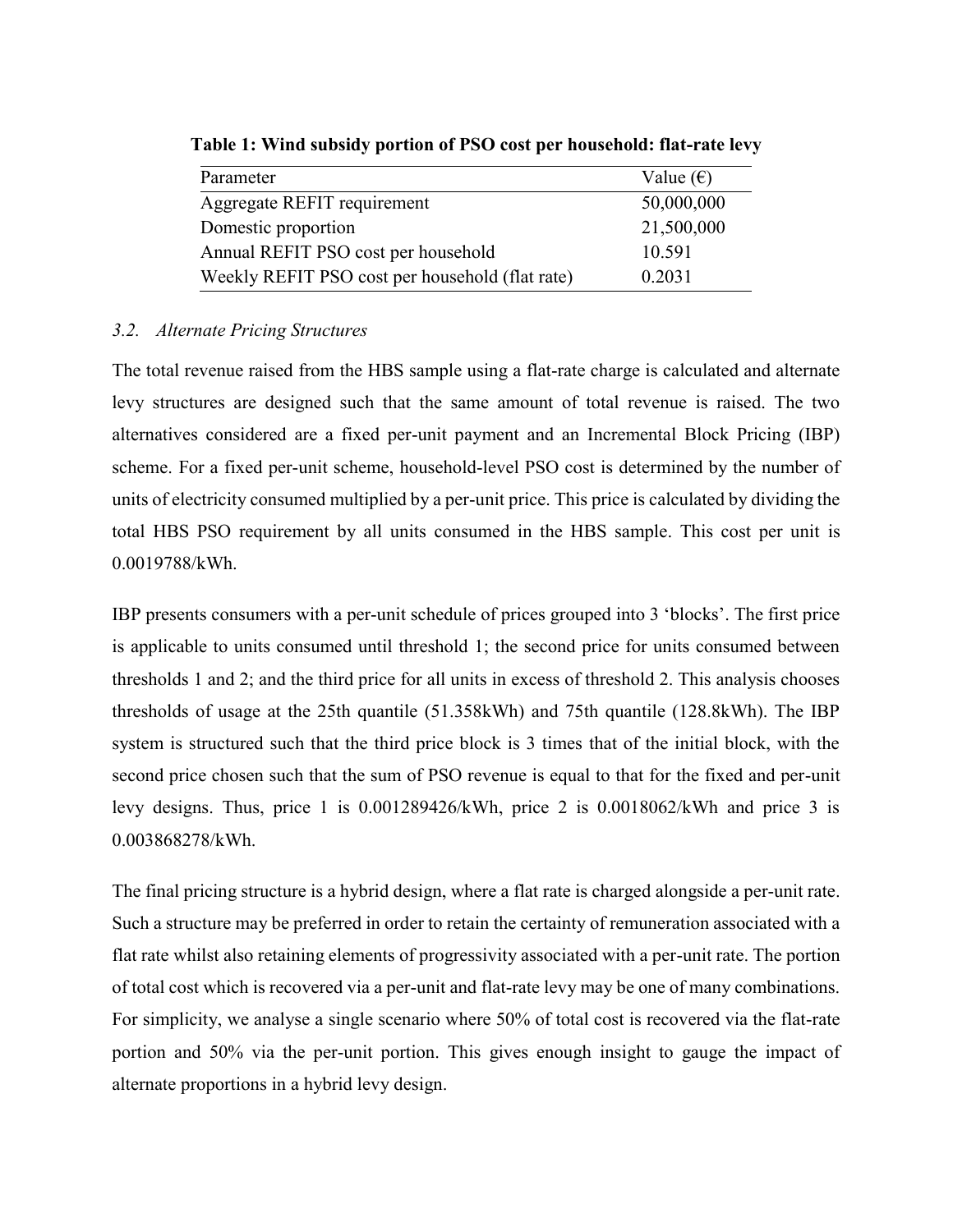**Table 1: Wind subsidy portion of PSO cost per household: flat-rate levy**

| Parameter | Value (€) |
| --- | --- |
| Aggregate REFIT requirement | 50,000,000 |
| Domestic proportion | 21,500,000 |
| Annual REFIT PSO cost per household | 10.591 |
| Weekly REFIT PSO cost per household (flat rate) | 0.2031 |

### *3.2. Alternate Pricing Structures*

The total revenue raised from the HBS sample using a flat-rate charge is calculated and alternate levy structures are designed such that the same amount of total revenue is raised. The two alternatives considered are a fixed per-unit payment and an Incremental Block Pricing (IBP) scheme. For a fixed per-unit scheme, household-level PSO cost is determined by the number of units of electricity consumed multiplied by a per-unit price. This price is calculated by dividing the total HBS PSO requirement by all units consumed in the HBS sample. This cost per unit is 0.0019788/kWh.

IBP presents consumers with a per-unit schedule of prices grouped into 3 'blocks'. The first price is applicable to units consumed until threshold 1; the second price for units consumed between thresholds 1 and 2; and the third price for all units in excess of threshold 2. This analysis chooses thresholds of usage at the 25th quantile (51.358kWh) and 75th quantile (128.8kWh). The IBP system is structured such that the third price block is 3 times that of the initial block, with the second price chosen such that the sum of PSO revenue is equal to that for the fixed and per-unit levy designs. Thus, price 1 is 0.001289426/kWh, price 2 is 0.0018062/kWh and price 3 is 0.003868278/kWh.

The final pricing structure is a hybrid design, where a flat rate is charged alongside a per-unit rate. Such a structure may be preferred in order to retain the certainty of remuneration associated with a flat rate whilst also retaining elements of progressivity associated with a per-unit rate. The portion of total cost which is recovered via a per-unit and flat-rate levy may be one of many combinations. For simplicity, we analyse a single scenario where 50% of total cost is recovered via the flat-rate portion and 50% via the per-unit portion. This gives enough insight to gauge the impact of alternate proportions in a hybrid levy design.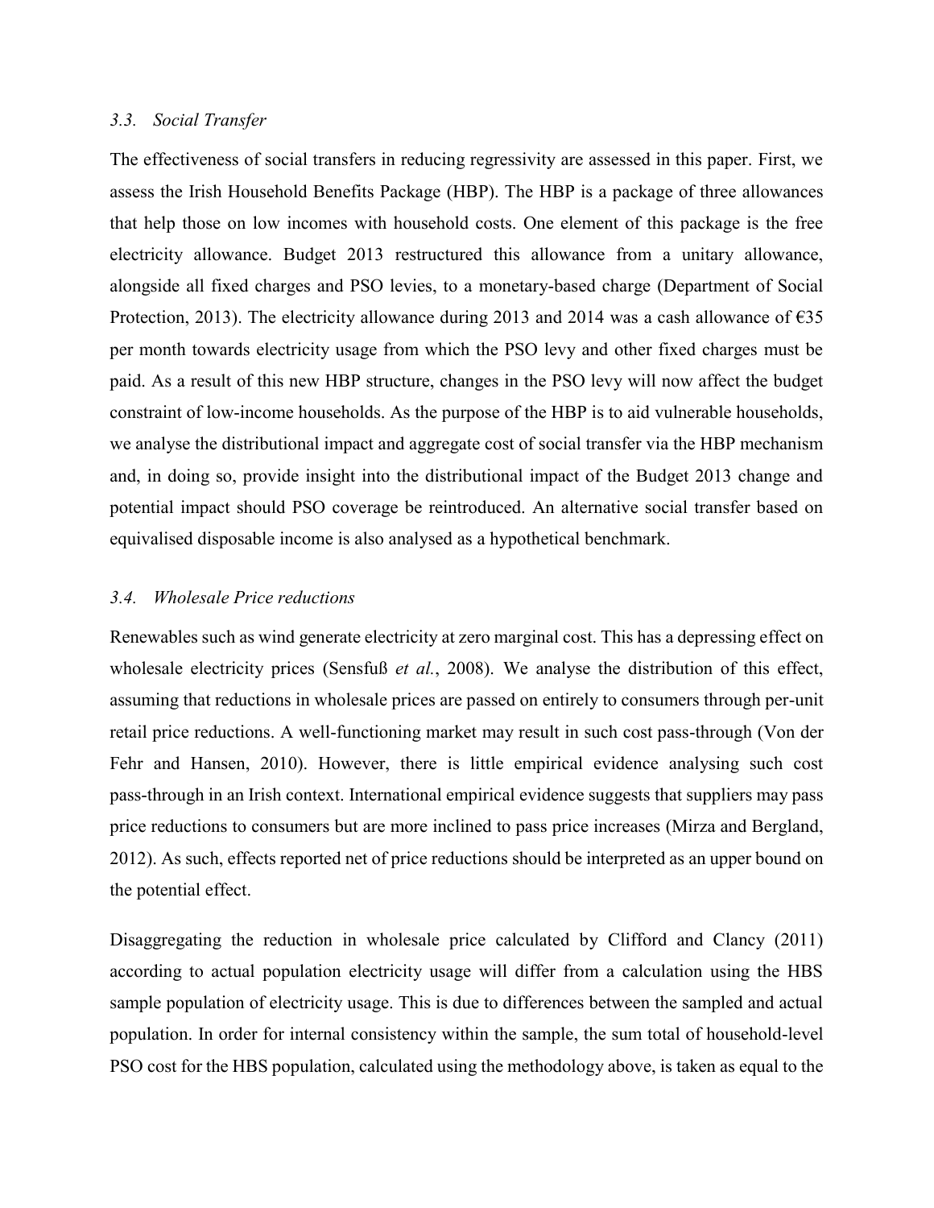### *3.3. Social Transfer*

The effectiveness of social transfers in reducing regressivity are assessed in this paper. First, we assess the Irish Household Benefits Package (HBP). The HBP is a package of three allowances that help those on low incomes with household costs. One element of this package is the free electricity allowance. Budget 2013 restructured this allowance from a unitary allowance, alongside all fixed charges and PSO levies, to a monetary-based charge (Department of Social Protection, 2013). The electricity allowance during 2013 and 2014 was a cash allowance of €35 per month towards electricity usage from which the PSO levy and other fixed charges must be paid. As a result of this new HBP structure, changes in the PSO levy will now affect the budget constraint of low-income households. As the purpose of the HBP is to aid vulnerable households, we analyse the distributional impact and aggregate cost of social transfer via the HBP mechanism and, in doing so, provide insight into the distributional impact of the Budget 2013 change and potential impact should PSO coverage be reintroduced. An alternative social transfer based on equivalised disposable income is also analysed as a hypothetical benchmark.

### *3.4. Wholesale Price reductions*

Renewables such as wind generate electricity at zero marginal cost. This has a depressing effect on wholesale electricity prices (Sensfuß *et al.*, 2008). We analyse the distribution of this effect, assuming that reductions in wholesale prices are passed on entirely to consumers through per-unit retail price reductions. A well-functioning market may result in such cost pass-through (Von der Fehr and Hansen, 2010). However, there is little empirical evidence analysing such cost pass-through in an Irish context. International empirical evidence suggests that suppliers may pass price reductions to consumers but are more inclined to pass price increases (Mirza and Bergland, 2012). As such, effects reported net of price reductions should be interpreted as an upper bound on the potential effect.

Disaggregating the reduction in wholesale price calculated by Clifford and Clancy (2011) according to actual population electricity usage will differ from a calculation using the HBS sample population of electricity usage. This is due to differences between the sampled and actual population. In order for internal consistency within the sample, the sum total of household-level PSO cost for the HBS population, calculated using the methodology above, is taken as equal to the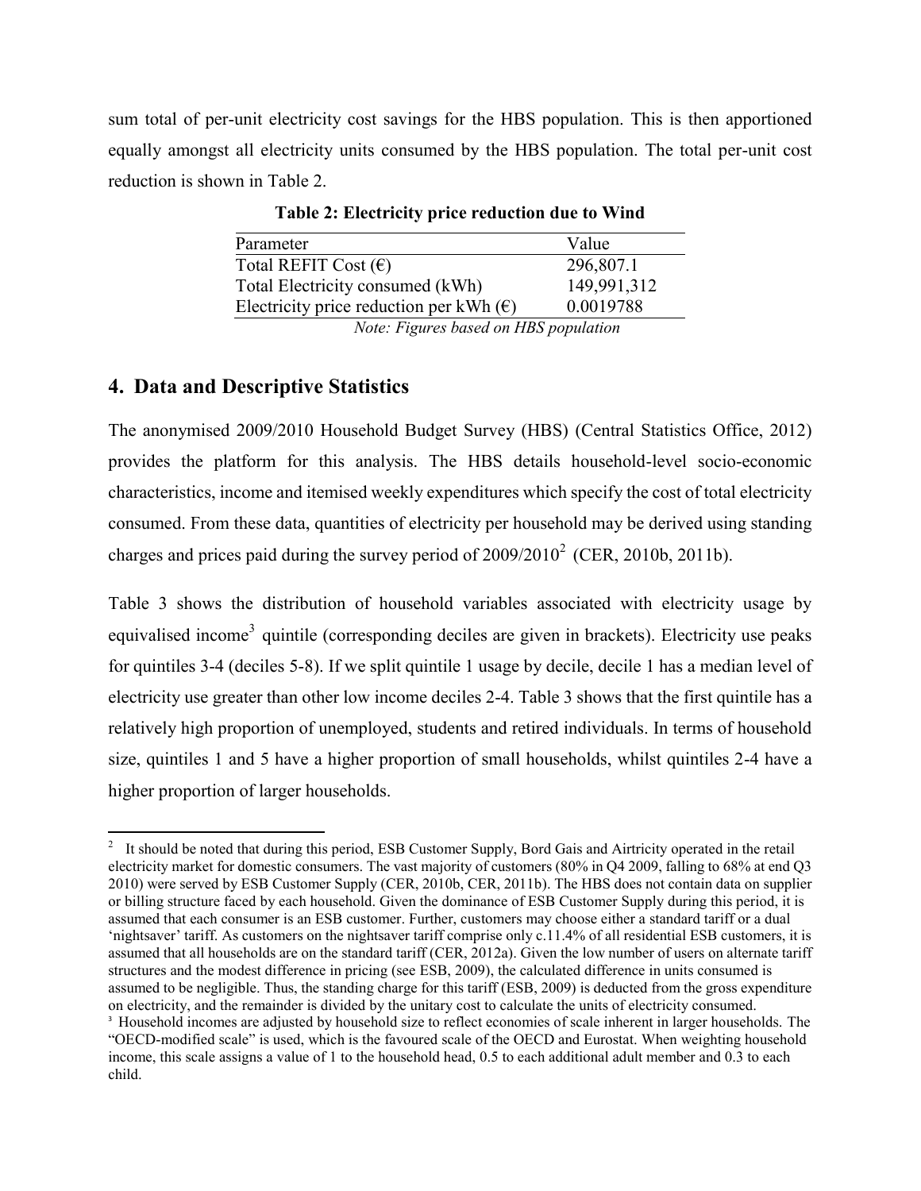sum total of per-unit electricity cost savings for the HBS population. This is then apportioned equally amongst all electricity units consumed by the HBS population. The total per-unit cost reduction is shown in Table 2.

**Table 2: Electricity price reduction due to Wind**

| Parameter | Value |
|---|---|
| Total REFIT Cost (€) | 296,807.1 |
| Total Electricity consumed (kWh) | 149,991,312 |
| Electricity price reduction per kWh (€) | 0.0019788 |

*Note: Figures based on HBS population*

## 4. Data and Descriptive Statistics

The anonymised 2009/2010 Household Budget Survey (HBS) (Central Statistics Office, 2012) provides the platform for this analysis. The HBS details household-level socio-economic characteristics, income and itemised weekly expenditures which specify the cost of total electricity consumed. From these data, quantities of electricity per household may be derived using standing charges and prices paid during the survey period of 2009/2010[2] (CER, 2010b, 2011b).

Table 3 shows the distribution of household variables associated with electricity usage by equivalised income[3] quintile (corresponding deciles are given in brackets). Electricity use peaks for quintiles 3-4 (deciles 5-8). If we split quintile 1 usage by decile, decile 1 has a median level of electricity use greater than other low income deciles 2-4. Table 3 shows that the first quintile has a relatively high proportion of unemployed, students and retired individuals. In terms of household size, quintiles 1 and 5 have a higher proportion of small households, whilst quintiles 2-4 have a higher proportion of larger households.

[2] It should be noted that during this period, ESB Customer Supply, Bord Gais and Airtricity operated in the retail electricity market for domestic consumers. The vast majority of customers (80% in Q4 2009, falling to 68% at end Q3 2010) were served by ESB Customer Supply (CER, 2010b, CER, 2011b). The HBS does not contain data on supplier or billing structure faced by each household. Given the dominance of ESB Customer Supply during this period, it is assumed that each consumer is an ESB customer. Further, customers may choose either a standard tariff or a dual 'nightsaver' tariff. As customers on the nightsaver tariff comprise only c.11.4% of all residential ESB customers, it is assumed that all households are on the standard tariff (CER, 2012a). Given the low number of users on alternate tariff structures and the modest difference in pricing (see ESB, 2009), the calculated difference in units consumed is assumed to be negligible. Thus, the standing charge for this tariff (ESB, 2009) is deducted from the gross expenditure on electricity, and the remainder is divided by the unitary cost to calculate the units of electricity consumed.

[3] Household incomes are adjusted by household size to reflect economies of scale inherent in larger households. The "OECD-modified scale" is used, which is the favoured scale of the OECD and Eurostat. When weighting household income, this scale assigns a value of 1 to the household head, 0.5 to each additional adult member and 0.3 to each child.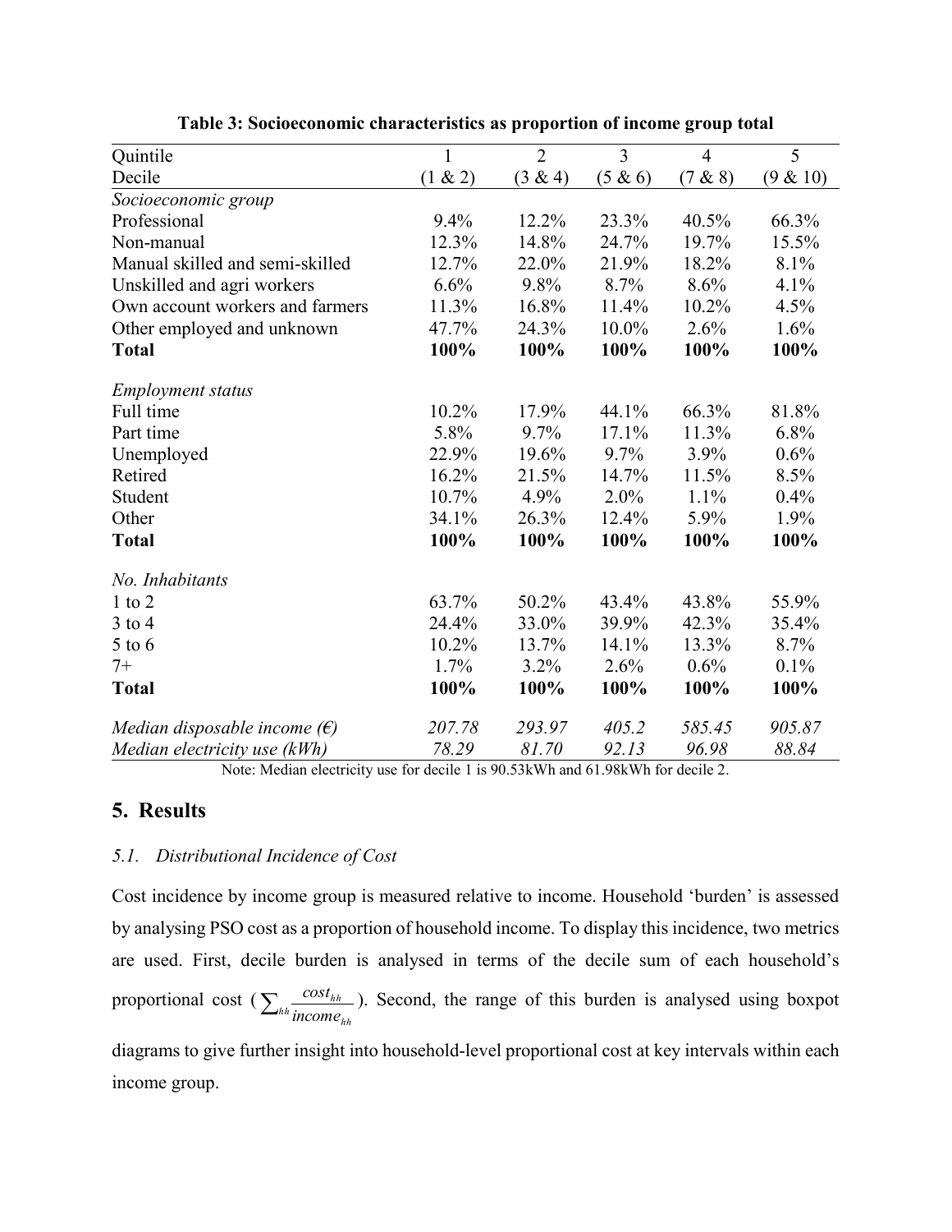**Table 3: Socioeconomic characteristics as proportion of income group total**

| Quintile | 1 | 2 | 3 | 4 | 5 |
|---|---|---|---|---|---|
| Decile | (1 & 2) | (3 & 4) | (5 & 6) | (7 & 8) | (9 & 10) |
| *Socioeconomic group* | | | | | |
| Professional | 9.4% | 12.2% | 23.3% | 40.5% | 66.3% |
| Non-manual | 12.3% | 14.8% | 24.7% | 19.7% | 15.5% |
| Manual skilled and semi-skilled | 12.7% | 22.0% | 21.9% | 18.2% | 8.1% |
| Unskilled and agri workers | 6.6% | 9.8% | 8.7% | 8.6% | 4.1% |
| Own account workers and farmers | 11.3% | 16.8% | 11.4% | 10.2% | 4.5% |
| Other employed and unknown | 47.7% | 24.3% | 10.0% | 2.6% | 1.6% |
| **Total** | **100%** | **100%** | **100%** | **100%** | **100%** |
| *Employment status* | | | | | |
| Full time | 10.2% | 17.9% | 44.1% | 66.3% | 81.8% |
| Part time | 5.8% | 9.7% | 17.1% | 11.3% | 6.8% |
| Unemployed | 22.9% | 19.6% | 9.7% | 3.9% | 0.6% |
| Retired | 16.2% | 21.5% | 14.7% | 11.5% | 8.5% |
| Student | 10.7% | 4.9% | 2.0% | 1.1% | 0.4% |
| Other | 34.1% | 26.3% | 12.4% | 5.9% | 1.9% |
| **Total** | **100%** | **100%** | **100%** | **100%** | **100%** |
| *No. Inhabitants* | | | | | |
| 1 to 2 | 63.7% | 50.2% | 43.4% | 43.8% | 55.9% |
| 3 to 4 | 24.4% | 33.0% | 39.9% | 42.3% | 35.4% |
| 5 to 6 | 10.2% | 13.7% | 14.1% | 13.3% | 8.7% |
| 7+ | 1.7% | 3.2% | 2.6% | 0.6% | 0.1% |
| **Total** | **100%** | **100%** | **100%** | **100%** | **100%** |
| *Median disposable income (€)* | *207.78* | *293.97* | *405.2* | *585.45* | *905.87* |
| *Median electricity use (kWh)* | *78.29* | *81.70* | *92.13* | *96.98* | *88.84* |

Note: Median electricity use for decile 1 is 90.53kWh and 61.98kWh for decile 2.

## 5. Results

### *5.1. Distributional Incidence of Cost*

Cost incidence by income group is measured relative to income. Household 'burden' is assessed by analysing PSO cost as a proportion of household income. To display this incidence, two metrics are used. First, decile burden is analysed in terms of the decile sum of each household's proportional cost ($\sum_{hh} \frac{cost_{hh}}{income_{hh}}$). Second, the range of this burden is analysed using boxpot diagrams to give further insight into household-level proportional cost at key intervals within each income group.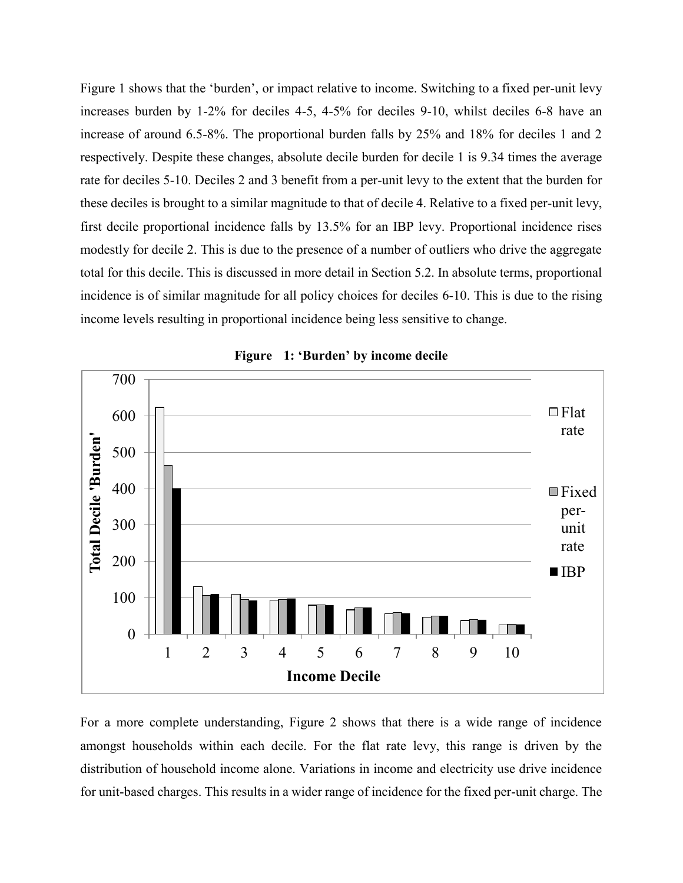Figure 1 shows that the 'burden', or impact relative to income. Switching to a fixed per-unit levy increases burden by 1-2% for deciles 4-5, 4-5% for deciles 9-10, whilst deciles 6-8 have an increase of around 6.5-8%. The proportional burden falls by 25% and 18% for deciles 1 and 2 respectively. Despite these changes, absolute decile burden for decile 1 is 9.34 times the average rate for deciles 5-10. Deciles 2 and 3 benefit from a per-unit levy to the extent that the burden for these deciles is brought to a similar magnitude to that of decile 4. Relative to a fixed per-unit levy, first decile proportional incidence falls by 13.5% for an IBP levy. Proportional incidence rises modestly for decile 2. This is due to the presence of a number of outliers who drive the aggregate total for this decile. This is discussed in more detail in Section 5.2. In absolute terms, proportional incidence is of similar magnitude for all policy choices for deciles 6-10. This is due to the rising income levels resulting in proportional incidence being less sensitive to change.

**Figure 1: 'Burden' by income decile**

For a more complete understanding, Figure 2 shows that there is a wide range of incidence amongst households within each decile. For the flat rate levy, this range is driven by the distribution of household income alone. Variations in income and electricity use drive incidence for unit-based charges. This results in a wider range of incidence for the fixed per-unit charge. The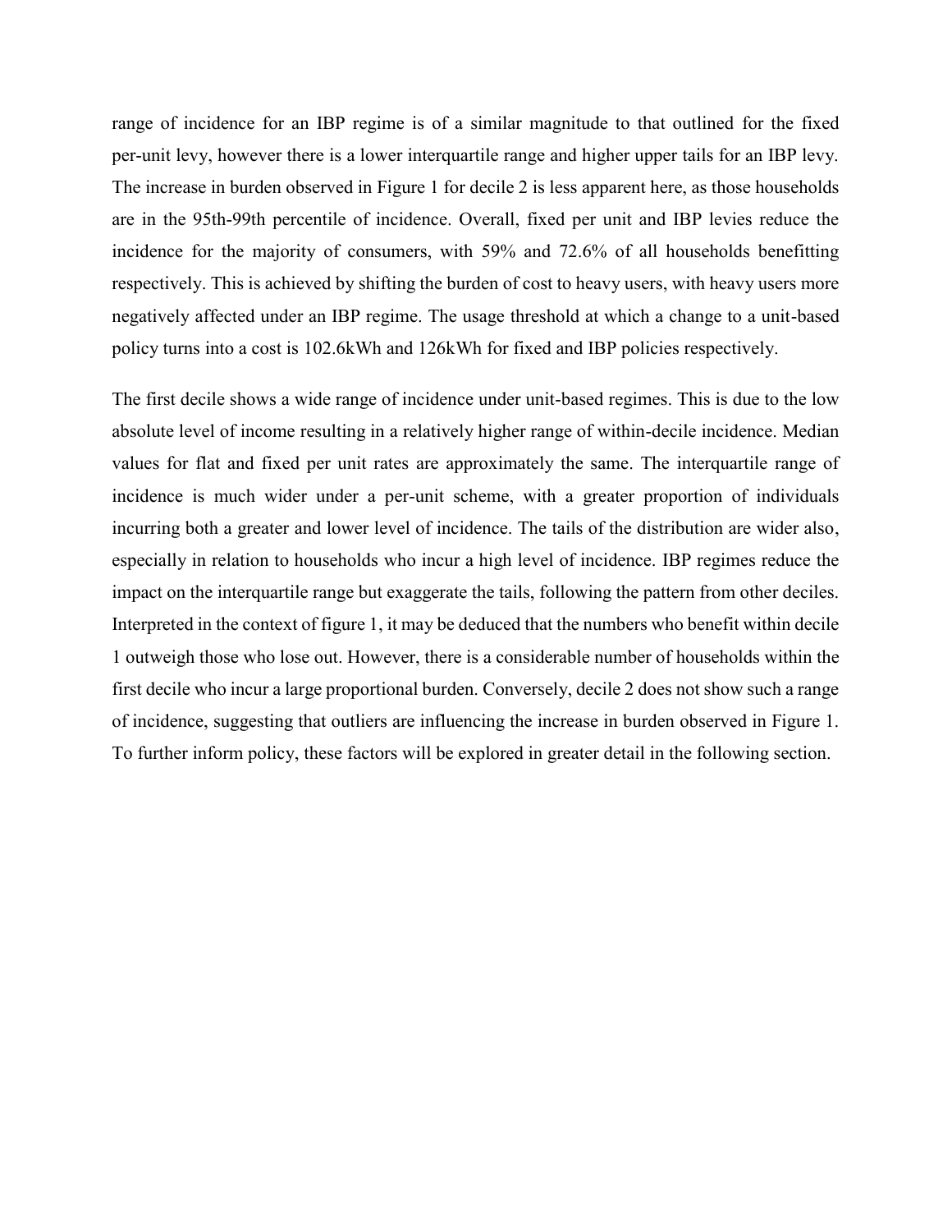range of incidence for an IBP regime is of a similar magnitude to that outlined for the fixed per-unit levy, however there is a lower interquartile range and higher upper tails for an IBP levy. The increase in burden observed in Figure 1 for decile 2 is less apparent here, as those households are in the 95th-99th percentile of incidence. Overall, fixed per unit and IBP levies reduce the incidence for the majority of consumers, with 59% and 72.6% of all households benefitting respectively. This is achieved by shifting the burden of cost to heavy users, with heavy users more negatively affected under an IBP regime. The usage threshold at which a change to a unit-based policy turns into a cost is 102.6kWh and 126kWh for fixed and IBP policies respectively.

The first decile shows a wide range of incidence under unit-based regimes. This is due to the low absolute level of income resulting in a relatively higher range of within-decile incidence. Median values for flat and fixed per unit rates are approximately the same. The interquartile range of incidence is much wider under a per-unit scheme, with a greater proportion of individuals incurring both a greater and lower level of incidence. The tails of the distribution are wider also, especially in relation to households who incur a high level of incidence. IBP regimes reduce the impact on the interquartile range but exaggerate the tails, following the pattern from other deciles. Interpreted in the context of figure 1, it may be deduced that the numbers who benefit within decile 1 outweigh those who lose out. However, there is a considerable number of households within the first decile who incur a large proportional burden. Conversely, decile 2 does not show such a range of incidence, suggesting that outliers are influencing the increase in burden observed in Figure 1. To further inform policy, these factors will be explored in greater detail in the following section.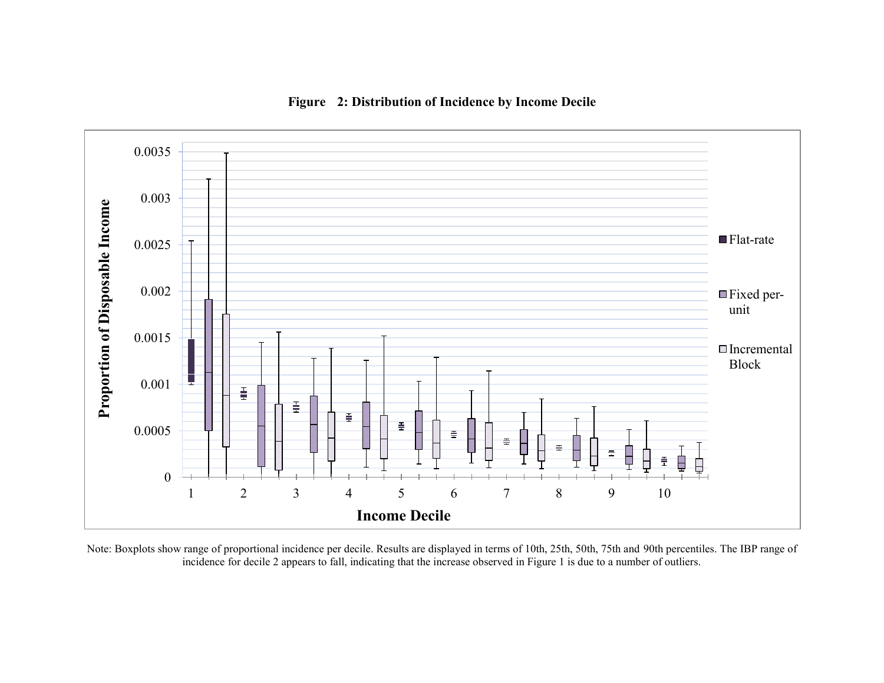**Figure 2: Distribution of Incidence by Income Decile**

Note: Boxplots show range of proportional incidence per decile. Results are displayed in terms of 10th, 25th, 50th, 75th and 90th percentiles. The IBP range of incidence for decile 2 appears to fall, indicating that the increase observed in Figure 1 is due to a number of outliers.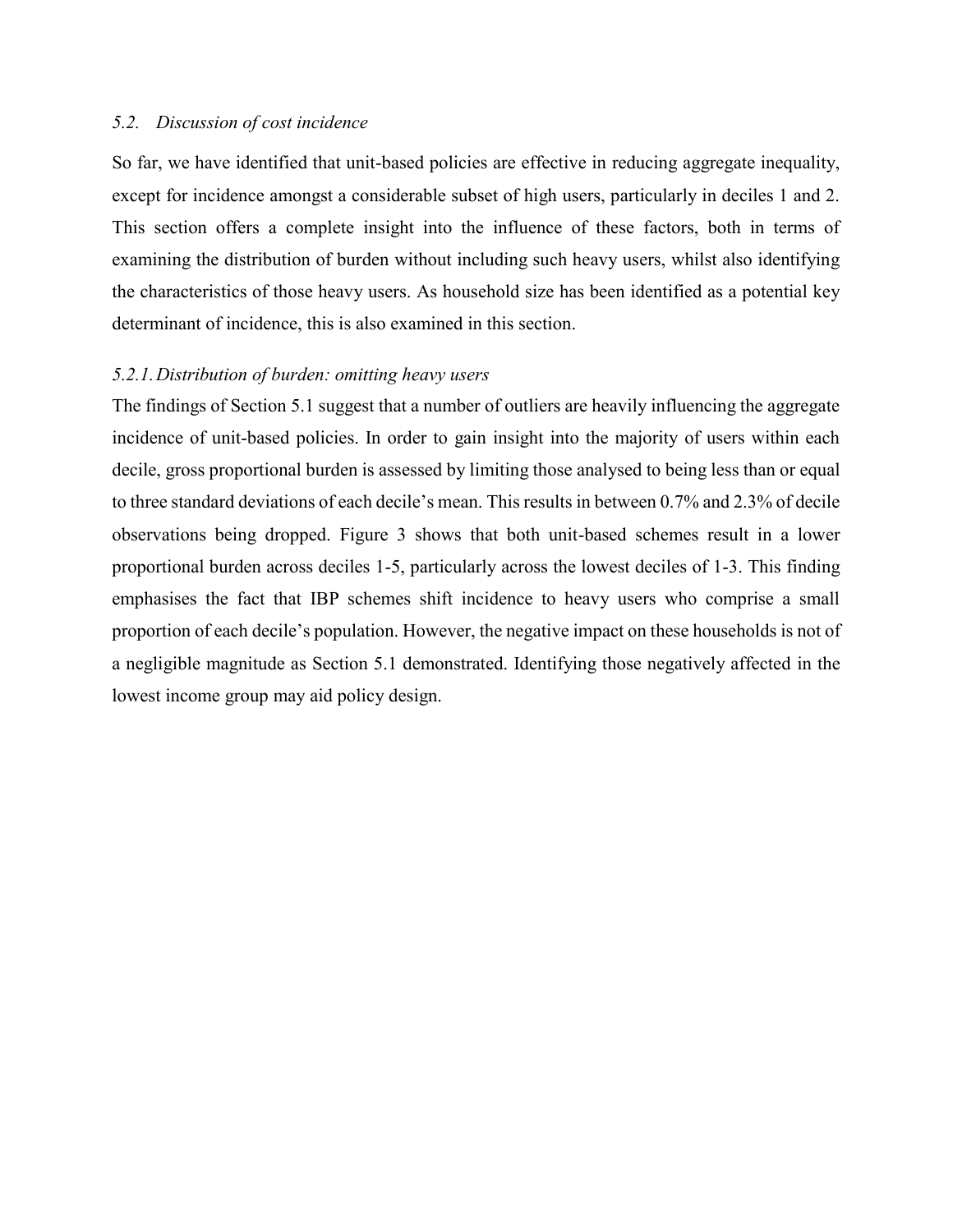### *5.2. Discussion of cost incidence*

So far, we have identified that unit-based policies are effective in reducing aggregate inequality, except for incidence amongst a considerable subset of high users, particularly in deciles 1 and 2. This section offers a complete insight into the influence of these factors, both in terms of examining the distribution of burden without including such heavy users, whilst also identifying the characteristics of those heavy users. As household size has been identified as a potential key determinant of incidence, this is also examined in this section.

#### *5.2.1. Distribution of burden: omitting heavy users*

The findings of Section 5.1 suggest that a number of outliers are heavily influencing the aggregate incidence of unit-based policies. In order to gain insight into the majority of users within each decile, gross proportional burden is assessed by limiting those analysed to being less than or equal to three standard deviations of each decile's mean. This results in between 0.7% and 2.3% of decile observations being dropped. Figure 3 shows that both unit-based schemes result in a lower proportional burden across deciles 1-5, particularly across the lowest deciles of 1-3. This finding emphasises the fact that IBP schemes shift incidence to heavy users who comprise a small proportion of each decile's population. However, the negative impact on these households is not of a negligible magnitude as Section 5.1 demonstrated. Identifying those negatively affected in the lowest income group may aid policy design.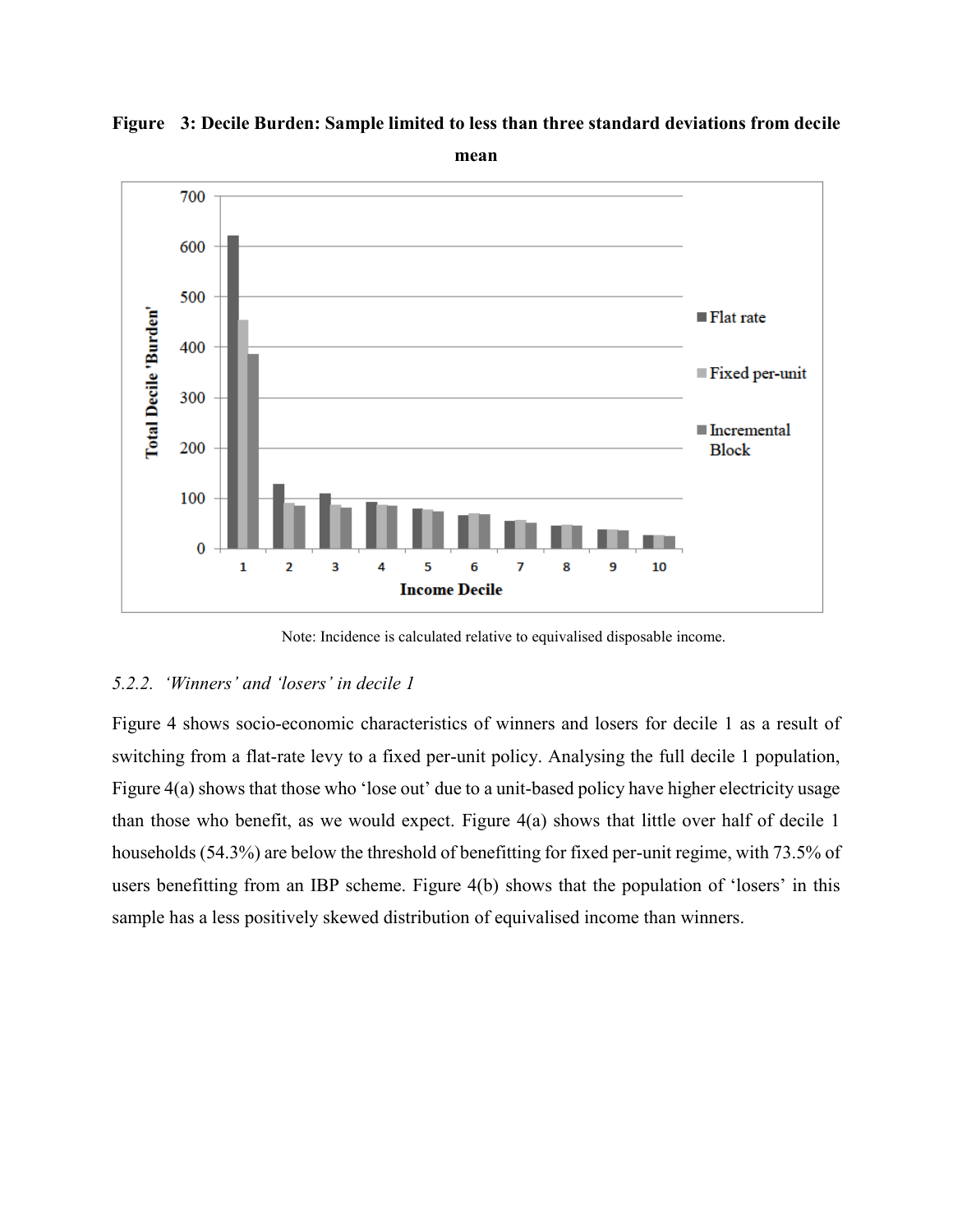**Figure 3: Decile Burden: Sample limited to less than three standard deviations from decile mean**

Note: Incidence is calculated relative to equivalised disposable income.

### *5.2.2. 'Winners' and 'losers' in decile 1*

Figure 4 shows socio-economic characteristics of winners and losers for decile 1 as a result of switching from a flat-rate levy to a fixed per-unit policy. Analysing the full decile 1 population, Figure 4(a) shows that those who 'lose out' due to a unit-based policy have higher electricity usage than those who benefit, as we would expect. Figure 4(a) shows that little over half of decile 1 households (54.3%) are below the threshold of benefitting for fixed per-unit regime, with 73.5% of users benefitting from an IBP scheme. Figure 4(b) shows that the population of 'losers' in this sample has a less positively skewed distribution of equivalised income than winners.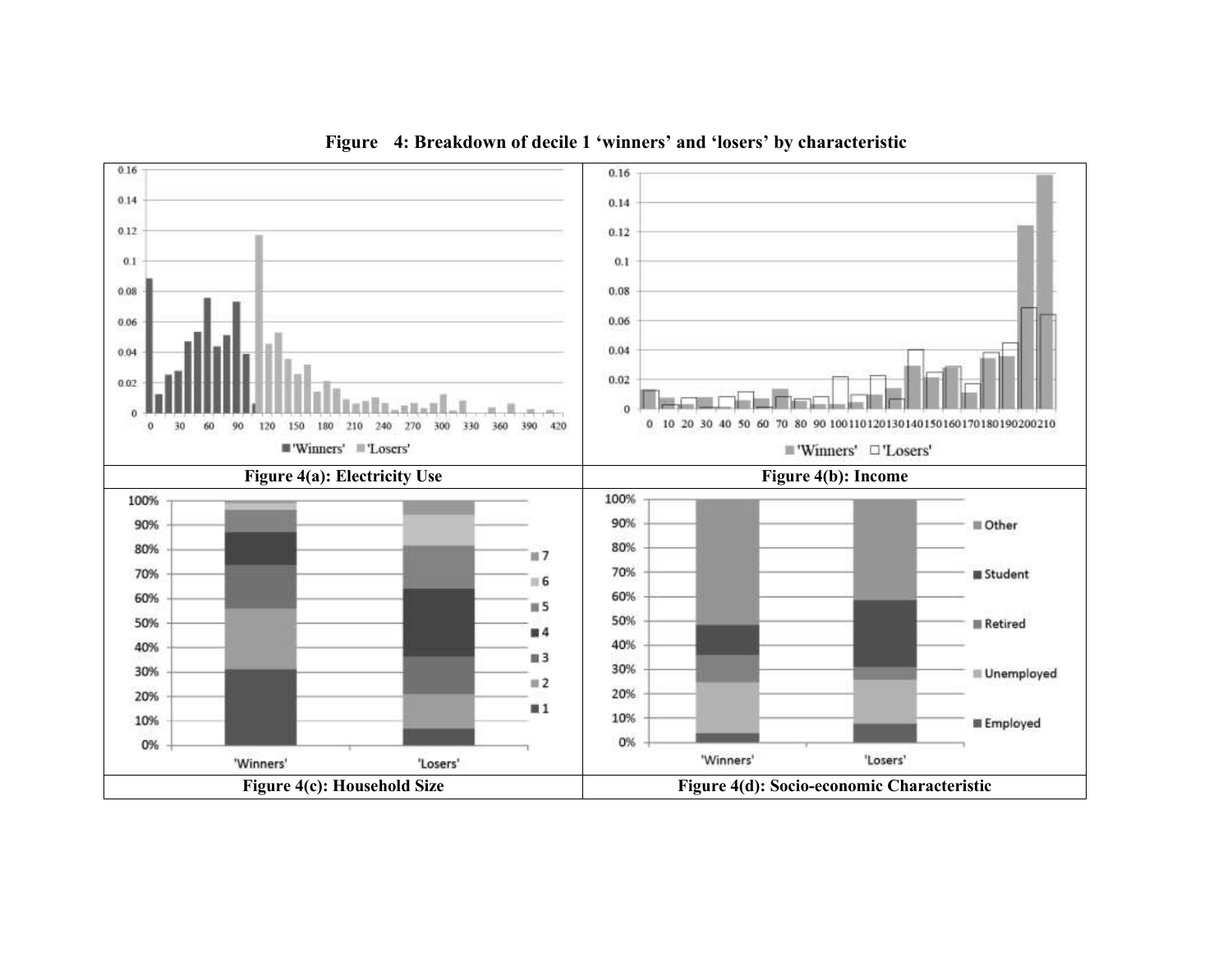**Figure 4: Breakdown of decile 1 'winners' and 'losers' by characteristic**

| Figure 4(a): Electricity Use | Figure 4(b): Income |
| --- | --- |
| Figure 4(c): Household Size | Figure 4(d): Socio-economic Characteristic |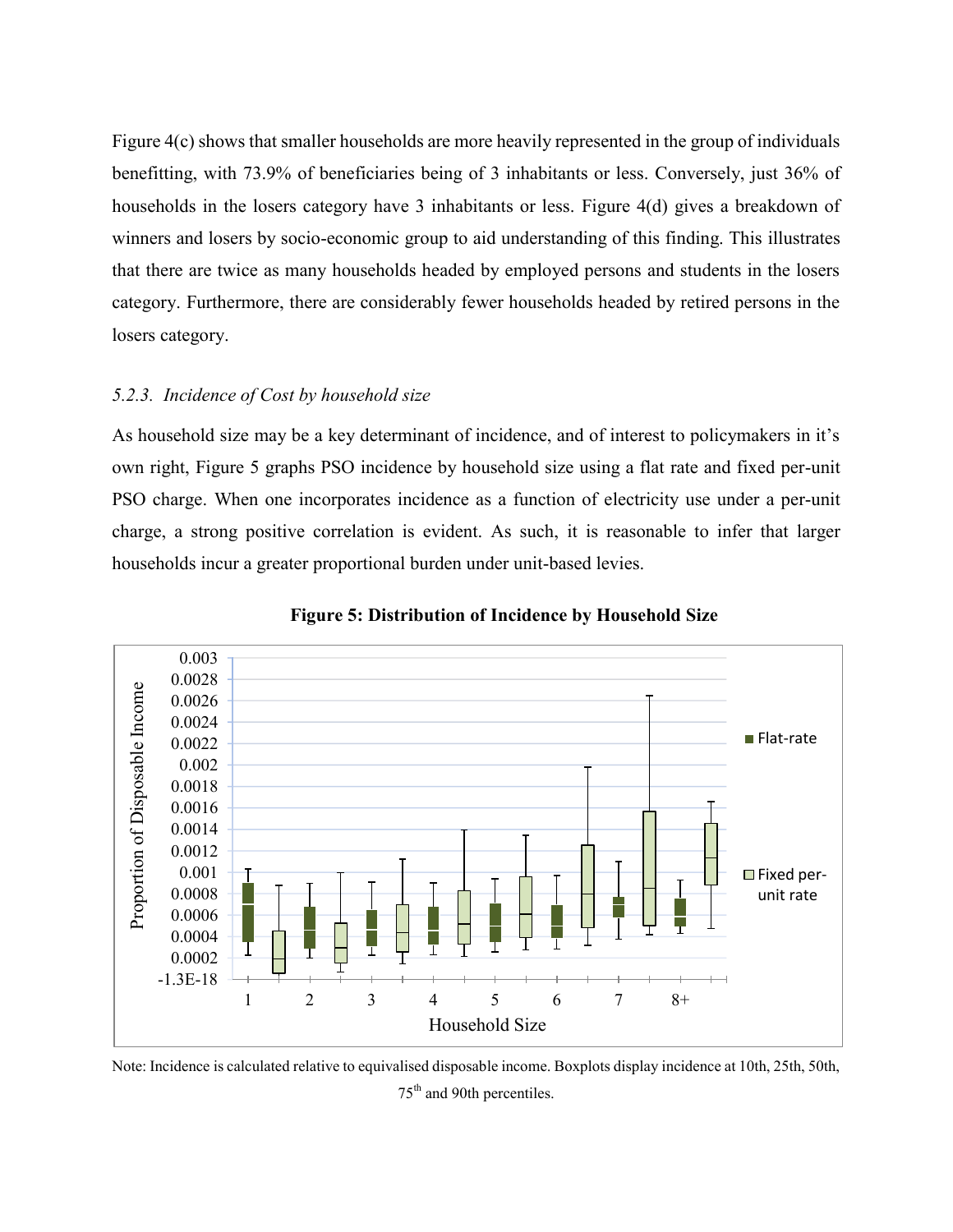Figure 4(c) shows that smaller households are more heavily represented in the group of individuals benefitting, with 73.9% of beneficiaries being of 3 inhabitants or less. Conversely, just 36% of households in the losers category have 3 inhabitants or less. Figure 4(d) gives a breakdown of winners and losers by socio-economic group to aid understanding of this finding. This illustrates that there are twice as many households headed by employed persons and students in the losers category. Furthermore, there are considerably fewer households headed by retired persons in the losers category.

### *5.2.3. Incidence of Cost by household size*

As household size may be a key determinant of incidence, and of interest to policymakers in it's own right, Figure 5 graphs PSO incidence by household size using a flat rate and fixed per-unit PSO charge. When one incorporates incidence as a function of electricity use under a per-unit charge, a strong positive correlation is evident. As such, it is reasonable to infer that larger households incur a greater proportional burden under unit-based levies.

**Figure 5: Distribution of Incidence by Household Size**

Note: Incidence is calculated relative to equivalised disposable income. Boxplots display incidence at 10th, 25th, 50th, 75th and 90th percentiles.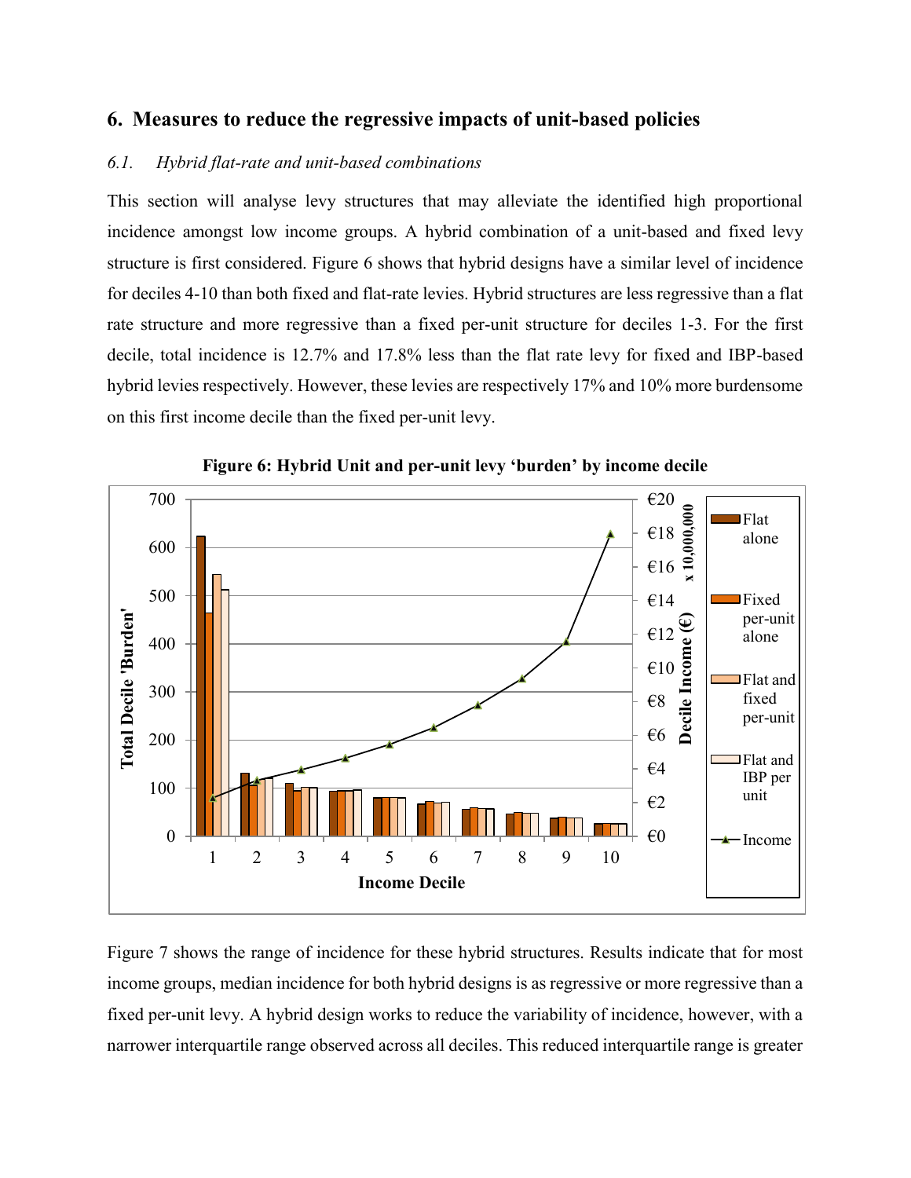## 6. Measures to reduce the regressive impacts of unit-based policies

### *6.1. Hybrid flat-rate and unit-based combinations*

This section will analyse levy structures that may alleviate the identified high proportional incidence amongst low income groups. A hybrid combination of a unit-based and fixed levy structure is first considered. Figure 6 shows that hybrid designs have a similar level of incidence for deciles 4-10 than both fixed and flat-rate levies. Hybrid structures are less regressive than a flat rate structure and more regressive than a fixed per-unit structure for deciles 1-3. For the first decile, total incidence is 12.7% and 17.8% less than the flat rate levy for fixed and IBP-based hybrid levies respectively. However, these levies are respectively 17% and 10% more burdensome on this first income decile than the fixed per-unit levy.

**Figure 6: Hybrid Unit and per-unit levy 'burden' by income decile**

Figure 7 shows the range of incidence for these hybrid structures. Results indicate that for most income groups, median incidence for both hybrid designs is as regressive or more regressive than a fixed per-unit levy. A hybrid design works to reduce the variability of incidence, however, with a narrower interquartile range observed across all deciles. This reduced interquartile range is greater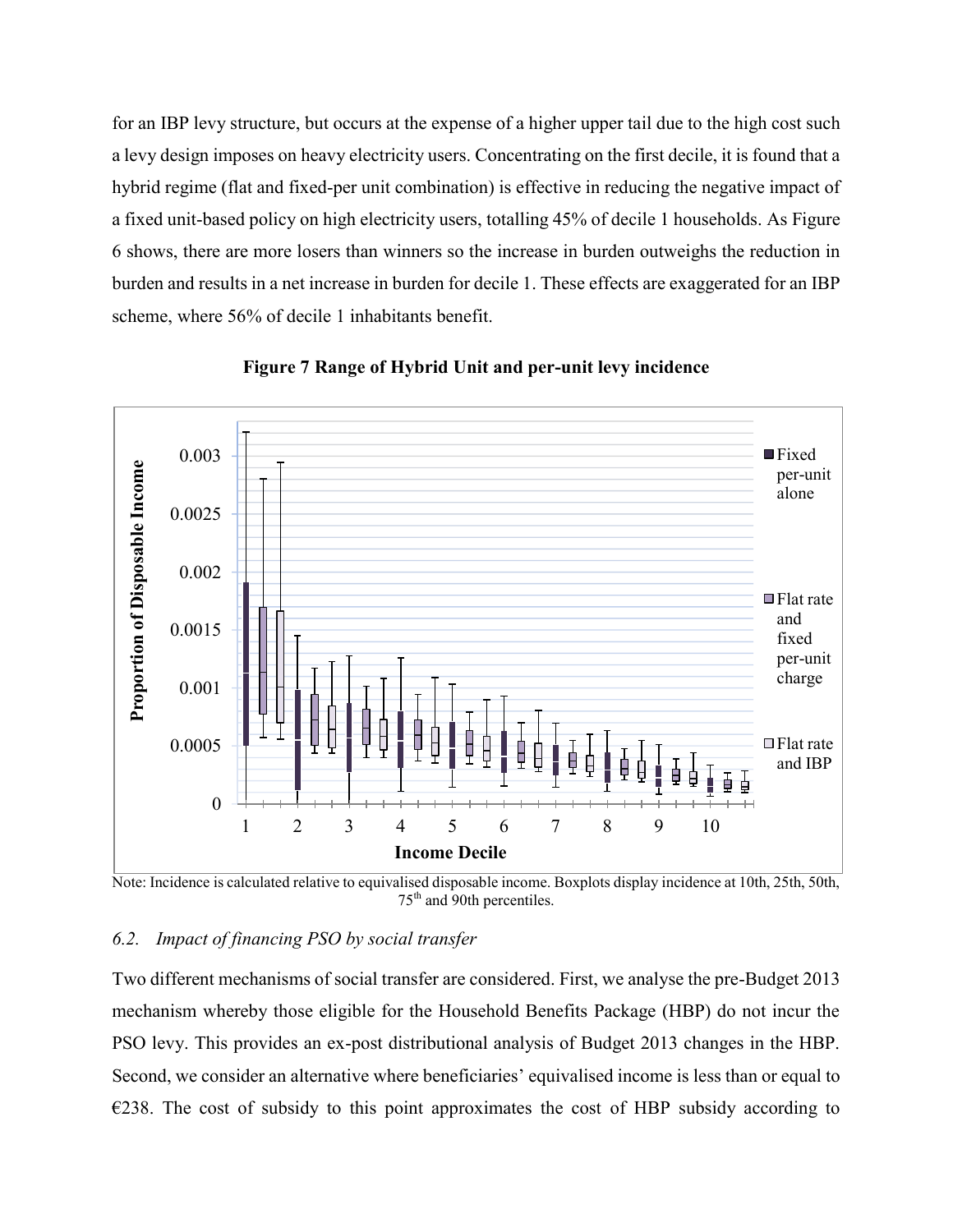for an IBP levy structure, but occurs at the expense of a higher upper tail due to the high cost such a levy design imposes on heavy electricity users. Concentrating on the first decile, it is found that a hybrid regime (flat and fixed-per unit combination) is effective in reducing the negative impact of a fixed unit-based policy on high electricity users, totalling 45% of decile 1 households. As Figure 6 shows, there are more losers than winners so the increase in burden outweighs the reduction in burden and results in a net increase in burden for decile 1. These effects are exaggerated for an IBP scheme, where 56% of decile 1 inhabitants benefit.

**Figure 7 Range of Hybrid Unit and per-unit levy incidence**

Note: Incidence is calculated relative to equivalised disposable income. Boxplots display incidence at 10th, 25th, 50th, 75th and 90th percentiles.

## *6.2. Impact of financing PSO by social transfer*

Two different mechanisms of social transfer are considered. First, we analyse the pre-Budget 2013 mechanism whereby those eligible for the Household Benefits Package (HBP) do not incur the PSO levy. This provides an ex-post distributional analysis of Budget 2013 changes in the HBP. Second, we consider an alternative where beneficiaries' equivalised income is less than or equal to €238. The cost of subsidy to this point approximates the cost of HBP subsidy according to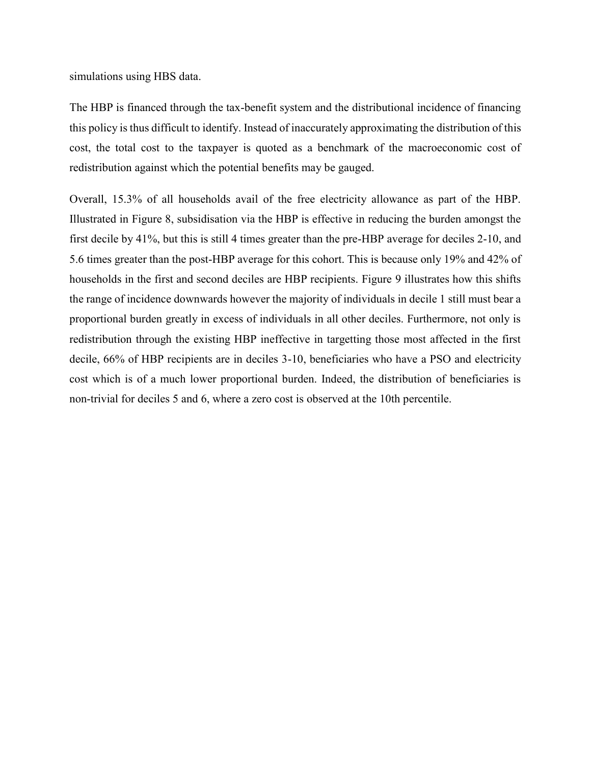simulations using HBS data.

The HBP is financed through the tax-benefit system and the distributional incidence of financing this policy is thus difficult to identify. Instead of inaccurately approximating the distribution of this cost, the total cost to the taxpayer is quoted as a benchmark of the macroeconomic cost of redistribution against which the potential benefits may be gauged.

Overall, 15.3% of all households avail of the free electricity allowance as part of the HBP. Illustrated in Figure 8, subsidisation via the HBP is effective in reducing the burden amongst the first decile by 41%, but this is still 4 times greater than the pre-HBP average for deciles 2-10, and 5.6 times greater than the post-HBP average for this cohort. This is because only 19% and 42% of households in the first and second deciles are HBP recipients. Figure 9 illustrates how this shifts the range of incidence downwards however the majority of individuals in decile 1 still must bear a proportional burden greatly in excess of individuals in all other deciles. Furthermore, not only is redistribution through the existing HBP ineffective in targetting those most affected in the first decile, 66% of HBP recipients are in deciles 3-10, beneficiaries who have a PSO and electricity cost which is of a much lower proportional burden. Indeed, the distribution of beneficiaries is non-trivial for deciles 5 and 6, where a zero cost is observed at the 10th percentile.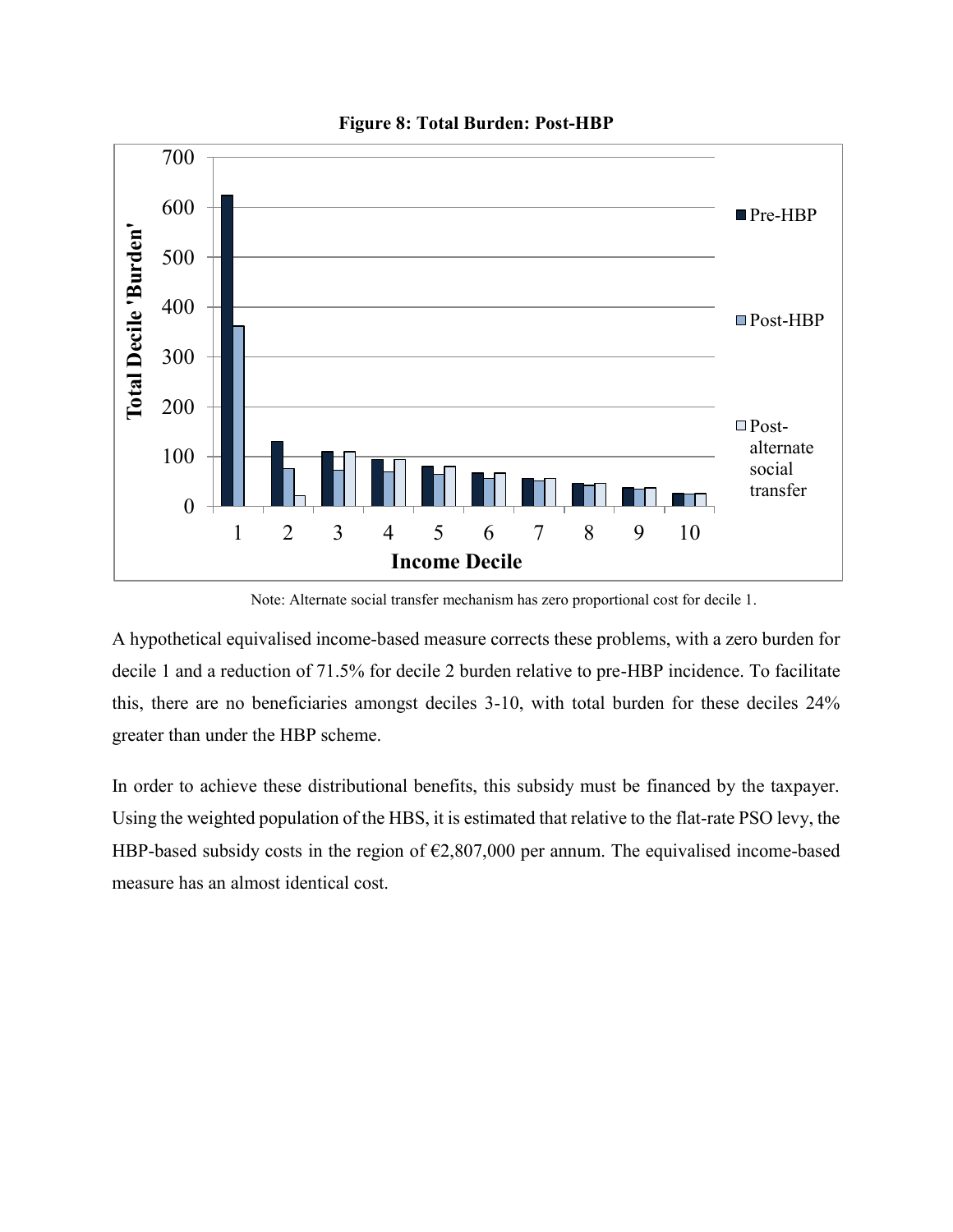**Figure 8: Total Burden: Post-HBP**

Note: Alternate social transfer mechanism has zero proportional cost for decile 1.

A hypothetical equivalised income-based measure corrects these problems, with a zero burden for decile 1 and a reduction of 71.5% for decile 2 burden relative to pre-HBP incidence. To facilitate this, there are no beneficiaries amongst deciles 3-10, with total burden for these deciles 24% greater than under the HBP scheme.

In order to achieve these distributional benefits, this subsidy must be financed by the taxpayer. Using the weighted population of the HBS, it is estimated that relative to the flat-rate PSO levy, the HBP-based subsidy costs in the region of €2,807,000 per annum. The equivalised income-based measure has an almost identical cost.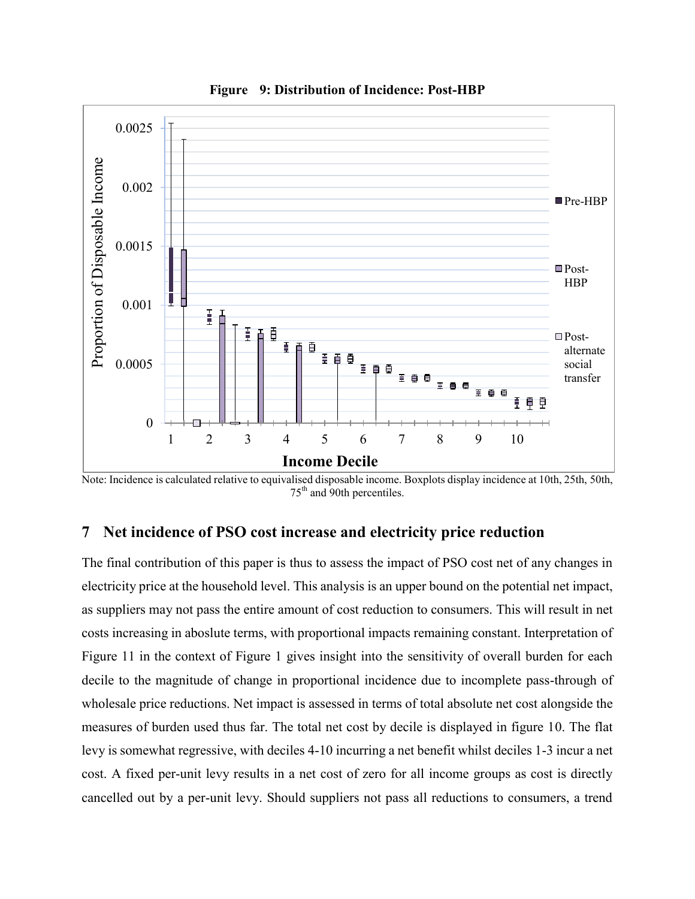**Figure 9: Distribution of Incidence: Post-HBP**

Note: Incidence is calculated relative to equivalised disposable income. Boxplots display incidence at 10th, 25th, 50th, 75th and 90th percentiles.

## 7 Net incidence of PSO cost increase and electricity price reduction

The final contribution of this paper is thus to assess the impact of PSO cost net of any changes in electricity price at the household level. This analysis is an upper bound on the potential net impact, as suppliers may not pass the entire amount of cost reduction to consumers. This will result in net costs increasing in aboslute terms, with proportional impacts remaining constant. Interpretation of Figure 11 in the context of Figure 1 gives insight into the sensitivity of overall burden for each decile to the magnitude of change in proportional incidence due to incomplete pass-through of wholesale price reductions. Net impact is assessed in terms of total absolute net cost alongside the measures of burden used thus far. The total net cost by decile is displayed in figure 10. The flat levy is somewhat regressive, with deciles 4-10 incurring a net benefit whilst deciles 1-3 incur a net cost. A fixed per-unit levy results in a net cost of zero for all income groups as cost is directly cancelled out by a per-unit levy. Should suppliers not pass all reductions to consumers, a trend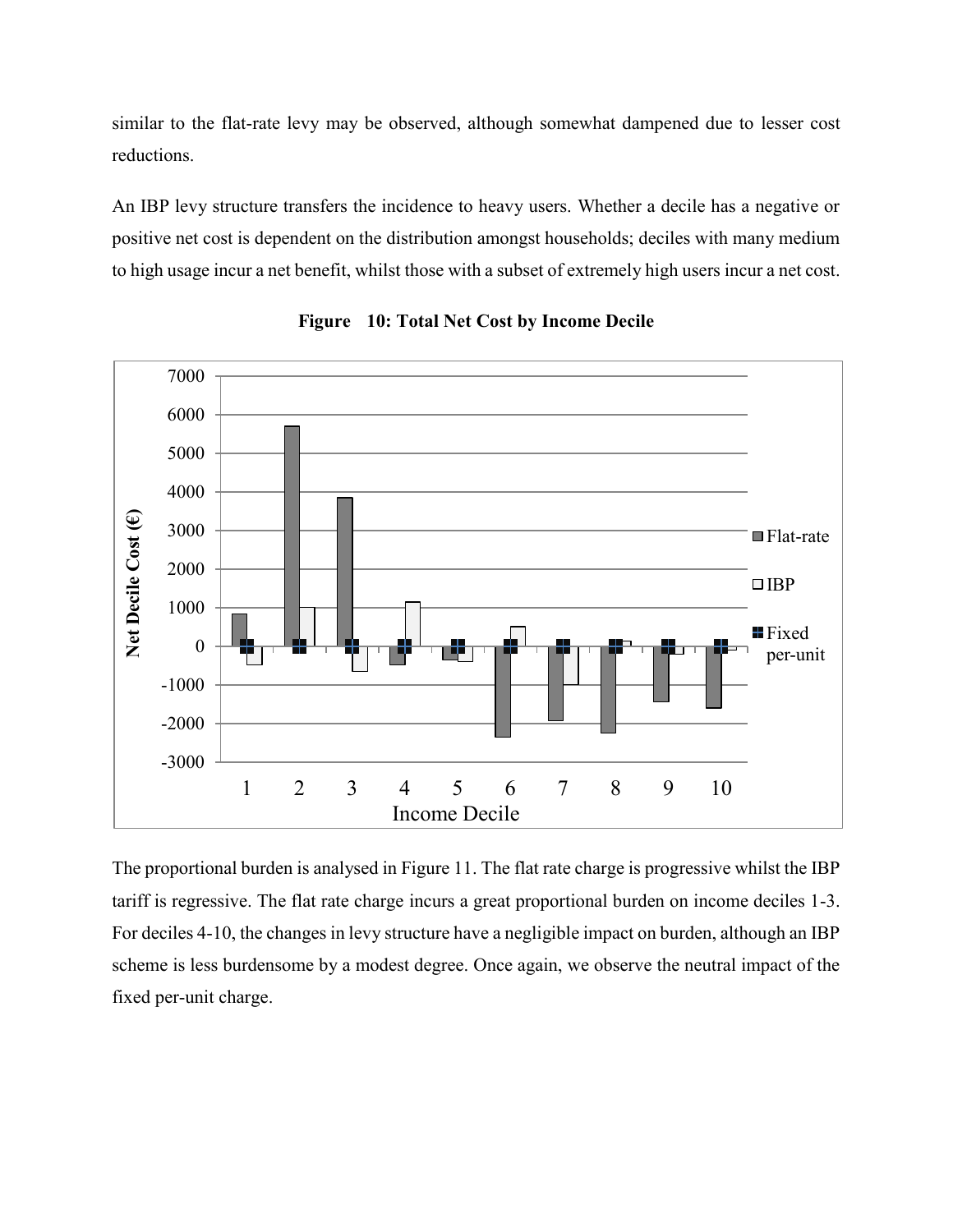similar to the flat-rate levy may be observed, although somewhat dampened due to lesser cost reductions.

An IBP levy structure transfers the incidence to heavy users. Whether a decile has a negative or positive net cost is dependent on the distribution amongst households; deciles with many medium to high usage incur a net benefit, whilst those with a subset of extremely high users incur a net cost.

**Figure 10: Total Net Cost by Income Decile**

The proportional burden is analysed in Figure 11. The flat rate charge is progressive whilst the IBP tariff is regressive. The flat rate charge incurs a great proportional burden on income deciles 1-3. For deciles 4-10, the changes in levy structure have a negligible impact on burden, although an IBP scheme is less burdensome by a modest degree. Once again, we observe the neutral impact of the fixed per-unit charge.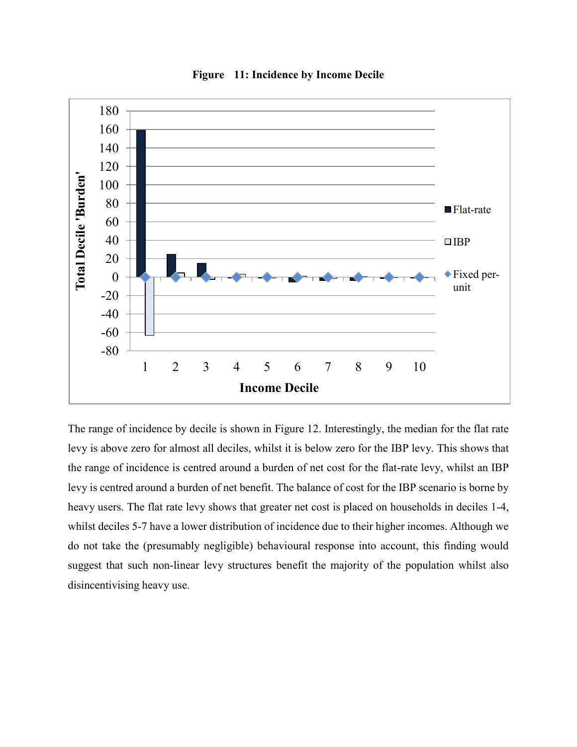**Figure 11: Incidence by Income Decile**

The range of incidence by decile is shown in Figure 12. Interestingly, the median for the flat rate levy is above zero for almost all deciles, whilst it is below zero for the IBP levy. This shows that the range of incidence is centred around a burden of net cost for the flat-rate levy, whilst an IBP levy is centred around a burden of net benefit. The balance of cost for the IBP scenario is borne by heavy users. The flat rate levy shows that greater net cost is placed on households in deciles 1-4, whilst deciles 5-7 have a lower distribution of incidence due to their higher incomes. Although we do not take the (presumably negligible) behavioural response into account, this finding would suggest that such non-linear levy structures benefit the majority of the population whilst also disincentivising heavy use.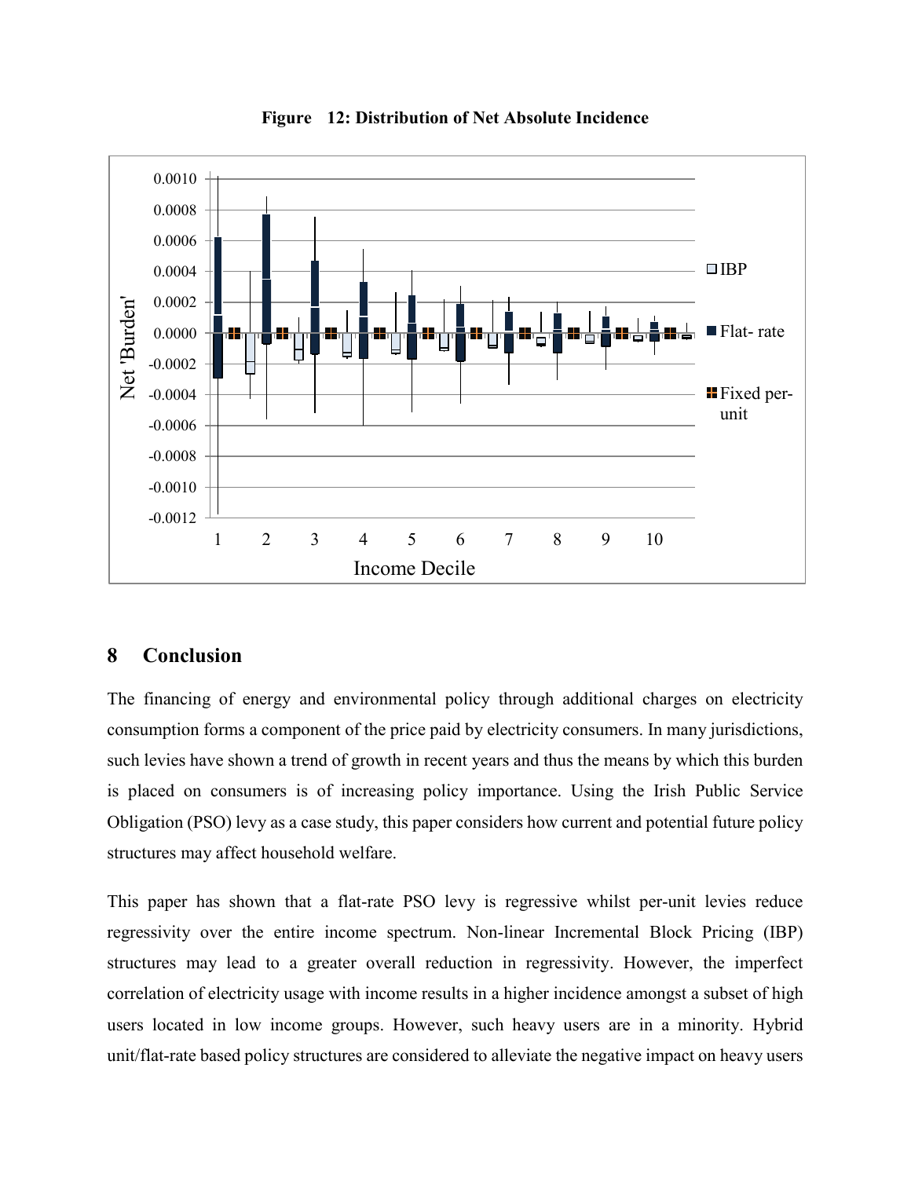**Figure 12: Distribution of Net Absolute Incidence**

## 8 Conclusion

The financing of energy and environmental policy through additional charges on electricity consumption forms a component of the price paid by electricity consumers. In many jurisdictions, such levies have shown a trend of growth in recent years and thus the means by which this burden is placed on consumers is of increasing policy importance. Using the Irish Public Service Obligation (PSO) levy as a case study, this paper considers how current and potential future policy structures may affect household welfare.

This paper has shown that a flat-rate PSO levy is regressive whilst per-unit levies reduce regressivity over the entire income spectrum. Non-linear Incremental Block Pricing (IBP) structures may lead to a greater overall reduction in regressivity. However, the imperfect correlation of electricity usage with income results in a higher incidence amongst a subset of high users located in low income groups. However, such heavy users are in a minority. Hybrid unit/flat-rate based policy structures are considered to alleviate the negative impact on heavy users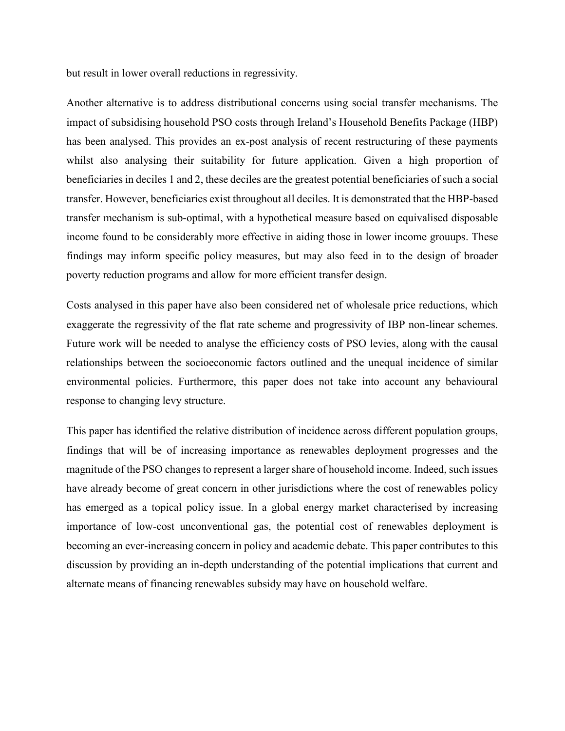but result in lower overall reductions in regressivity.

Another alternative is to address distributional concerns using social transfer mechanisms. The impact of subsidising household PSO costs through Ireland's Household Benefits Package (HBP) has been analysed. This provides an ex-post analysis of recent restructuring of these payments whilst also analysing their suitability for future application. Given a high proportion of beneficiaries in deciles 1 and 2, these deciles are the greatest potential beneficiaries of such a social transfer. However, beneficiaries exist throughout all deciles. It is demonstrated that the HBP-based transfer mechanism is sub-optimal, with a hypothetical measure based on equivalised disposable income found to be considerably more effective in aiding those in lower income grouups. These findings may inform specific policy measures, but may also feed in to the design of broader poverty reduction programs and allow for more efficient transfer design.

Costs analysed in this paper have also been considered net of wholesale price reductions, which exaggerate the regressivity of the flat rate scheme and progressivity of IBP non-linear schemes. Future work will be needed to analyse the efficiency costs of PSO levies, along with the causal relationships between the socioeconomic factors outlined and the unequal incidence of similar environmental policies. Furthermore, this paper does not take into account any behavioural response to changing levy structure.

This paper has identified the relative distribution of incidence across different population groups, findings that will be of increasing importance as renewables deployment progresses and the magnitude of the PSO changes to represent a larger share of household income. Indeed, such issues have already become of great concern in other jurisdictions where the cost of renewables policy has emerged as a topical policy issue. In a global energy market characterised by increasing importance of low-cost unconventional gas, the potential cost of renewables deployment is becoming an ever-increasing concern in policy and academic debate. This paper contributes to this discussion by providing an in-depth understanding of the potential implications that current and alternate means of financing renewables subsidy may have on household welfare.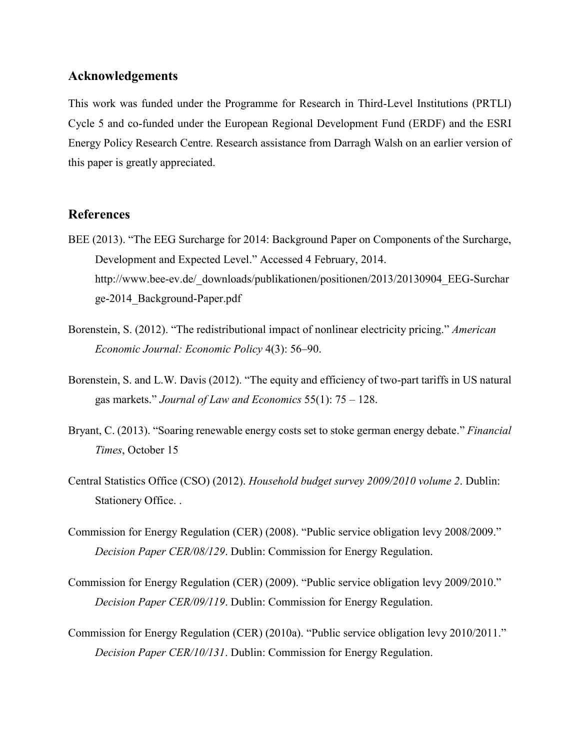## Acknowledgements

This work was funded under the Programme for Research in Third-Level Institutions (PRTLI) Cycle 5 and co-funded under the European Regional Development Fund (ERDF) and the ESRI Energy Policy Research Centre. Research assistance from Darragh Walsh on an earlier version of this paper is greatly appreciated.

## References

BEE (2013). "The EEG Surcharge for 2014: Background Paper on Components of the Surcharge, Development and Expected Level." Accessed 4 February, 2014. http://www.bee-ev.de/_downloads/publikationen/positionen/2013/20130904_EEG-Surcharge-2014_Background-Paper.pdf

Borenstein, S. (2012). "The redistributional impact of nonlinear electricity pricing." *American Economic Journal: Economic Policy* 4(3): 56–90.

Borenstein, S. and L.W. Davis (2012). "The equity and efficiency of two-part tariffs in US natural gas markets." *Journal of Law and Economics* 55(1): 75 – 128.

Bryant, C. (2013). "Soaring renewable energy costs set to stoke german energy debate." *Financial Times*, October 15

Central Statistics Office (CSO) (2012). *Household budget survey 2009/2010 volume 2*. Dublin: Stationery Office. .

Commission for Energy Regulation (CER) (2008). "Public service obligation levy 2008/2009." *Decision Paper CER/08/129*. Dublin: Commission for Energy Regulation.

Commission for Energy Regulation (CER) (2009). "Public service obligation levy 2009/2010." *Decision Paper CER/09/119*. Dublin: Commission for Energy Regulation.

Commission for Energy Regulation (CER) (2010a). "Public service obligation levy 2010/2011." *Decision Paper CER/10/131*. Dublin: Commission for Energy Regulation.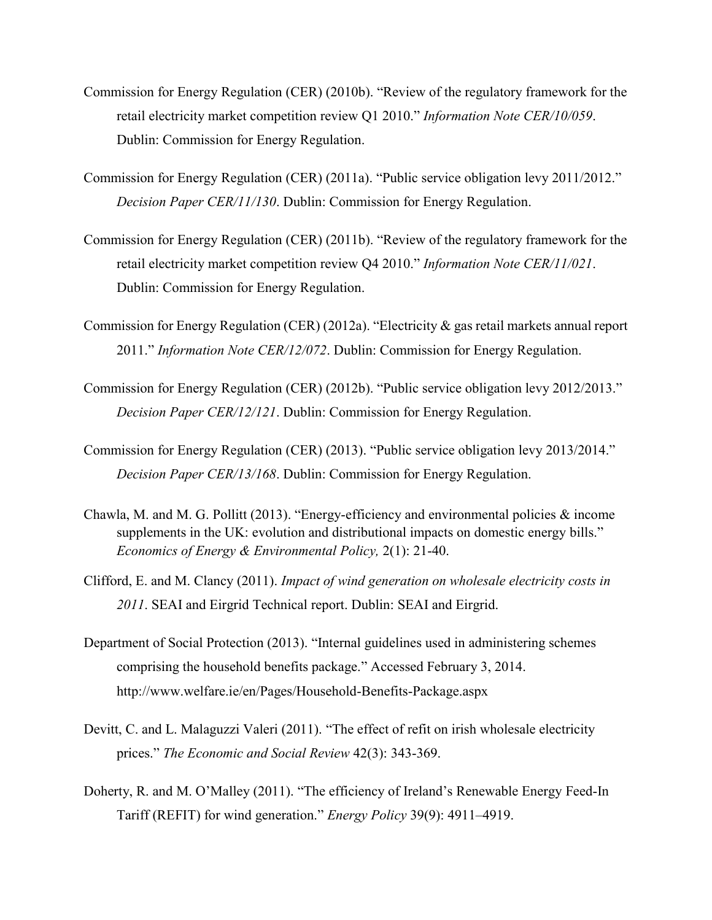Commission for Energy Regulation (CER) (2010b). “Review of the regulatory framework for the retail electricity market competition review Q1 2010.” *Information Note CER/10/059*. Dublin: Commission for Energy Regulation.

Commission for Energy Regulation (CER) (2011a). “Public service obligation levy 2011/2012.” *Decision Paper CER/11/130*. Dublin: Commission for Energy Regulation.

Commission for Energy Regulation (CER) (2011b). “Review of the regulatory framework for the retail electricity market competition review Q4 2010.” *Information Note CER/11/021*. Dublin: Commission for Energy Regulation.

Commission for Energy Regulation (CER) (2012a). “Electricity & gas retail markets annual report 2011.” *Information Note CER/12/072*. Dublin: Commission for Energy Regulation.

Commission for Energy Regulation (CER) (2012b). “Public service obligation levy 2012/2013.” *Decision Paper CER/12/121*. Dublin: Commission for Energy Regulation.

Commission for Energy Regulation (CER) (2013). “Public service obligation levy 2013/2014.” *Decision Paper CER/13/168*. Dublin: Commission for Energy Regulation.

Chawla, M. and M. G. Pollitt (2013). “Energy-efficiency and environmental policies & income supplements in the UK: evolution and distributional impacts on domestic energy bills.” *Economics of Energy & Environmental Policy,* 2(1): 21-40.

Clifford, E. and M. Clancy (2011). *Impact of wind generation on wholesale electricity costs in 2011*. SEAI and Eirgrid Technical report. Dublin: SEAI and Eirgrid.

Department of Social Protection (2013). “Internal guidelines used in administering schemes comprising the household benefits package.” Accessed February 3, 2014. http://www.welfare.ie/en/Pages/Household-Benefits-Package.aspx

Devitt, C. and L. Malaguzzi Valeri (2011). “The effect of refit on irish wholesale electricity prices.” *The Economic and Social Review* 42(3): 343-369.

Doherty, R. and M. O’Malley (2011). “The efficiency of Ireland’s Renewable Energy Feed-In Tariff (REFIT) for wind generation.” *Energy Policy* 39(9): 4911–4919.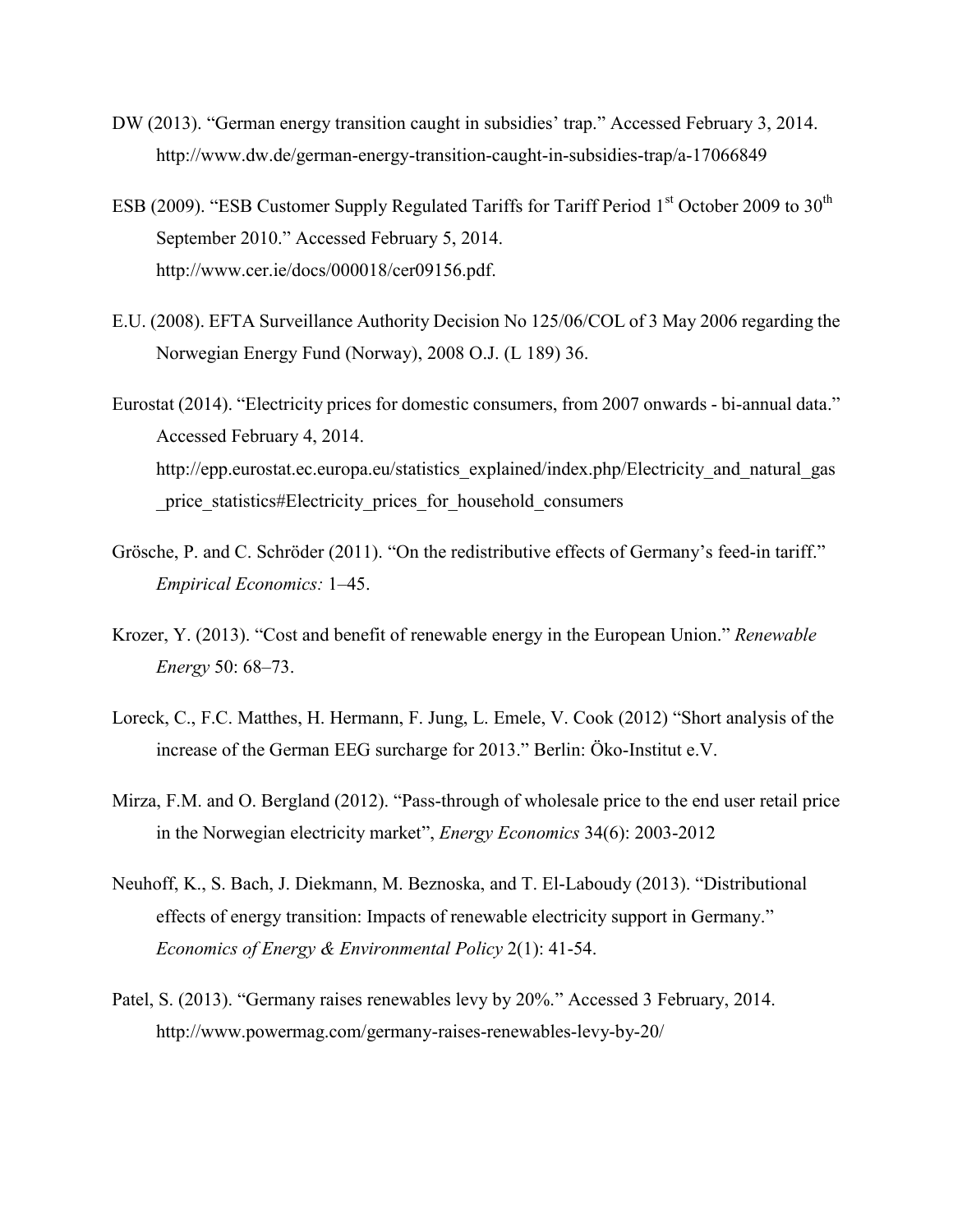DW (2013). "German energy transition caught in subsidies' trap." Accessed February 3, 2014. http://www.dw.de/german-energy-transition-caught-in-subsidies-trap/a-17066849

ESB (2009). "ESB Customer Supply Regulated Tariffs for Tariff Period 1st October 2009 to 30th September 2010." Accessed February 5, 2014. http://www.cer.ie/docs/000018/cer09156.pdf.

E.U. (2008). EFTA Surveillance Authority Decision No 125/06/COL of 3 May 2006 regarding the Norwegian Energy Fund (Norway), 2008 O.J. (L 189) 36.

Eurostat (2014). "Electricity prices for domestic consumers, from 2007 onwards - bi-annual data." Accessed February 4, 2014. http://epp.eurostat.ec.europa.eu/statistics_explained/index.php/Electricity_and_natural_gas_price_statistics#Electricity_prices_for_household_consumers

Grösche, P. and C. Schröder (2011). "On the redistributive effects of Germany's feed-in tariff." *Empirical Economics:* 1–45.

Krozer, Y. (2013). "Cost and benefit of renewable energy in the European Union." *Renewable Energy* 50: 68–73.

Loreck, C., F.C. Matthes, H. Hermann, F. Jung, L. Emele, V. Cook (2012) "Short analysis of the increase of the German EEG surcharge for 2013." Berlin: Öko-Institut e.V.

Mirza, F.M. and O. Bergland (2012). "Pass-through of wholesale price to the end user retail price in the Norwegian electricity market", *Energy Economics* 34(6): 2003-2012

Neuhoff, K., S. Bach, J. Diekmann, M. Beznoska, and T. El-Laboudy (2013). "Distributional effects of energy transition: Impacts of renewable electricity support in Germany." *Economics of Energy & Environmental Policy* 2(1): 41-54.

Patel, S. (2013). "Germany raises renewables levy by 20%." Accessed 3 February, 2014. http://www.powermag.com/germany-raises-renewables-levy-by-20/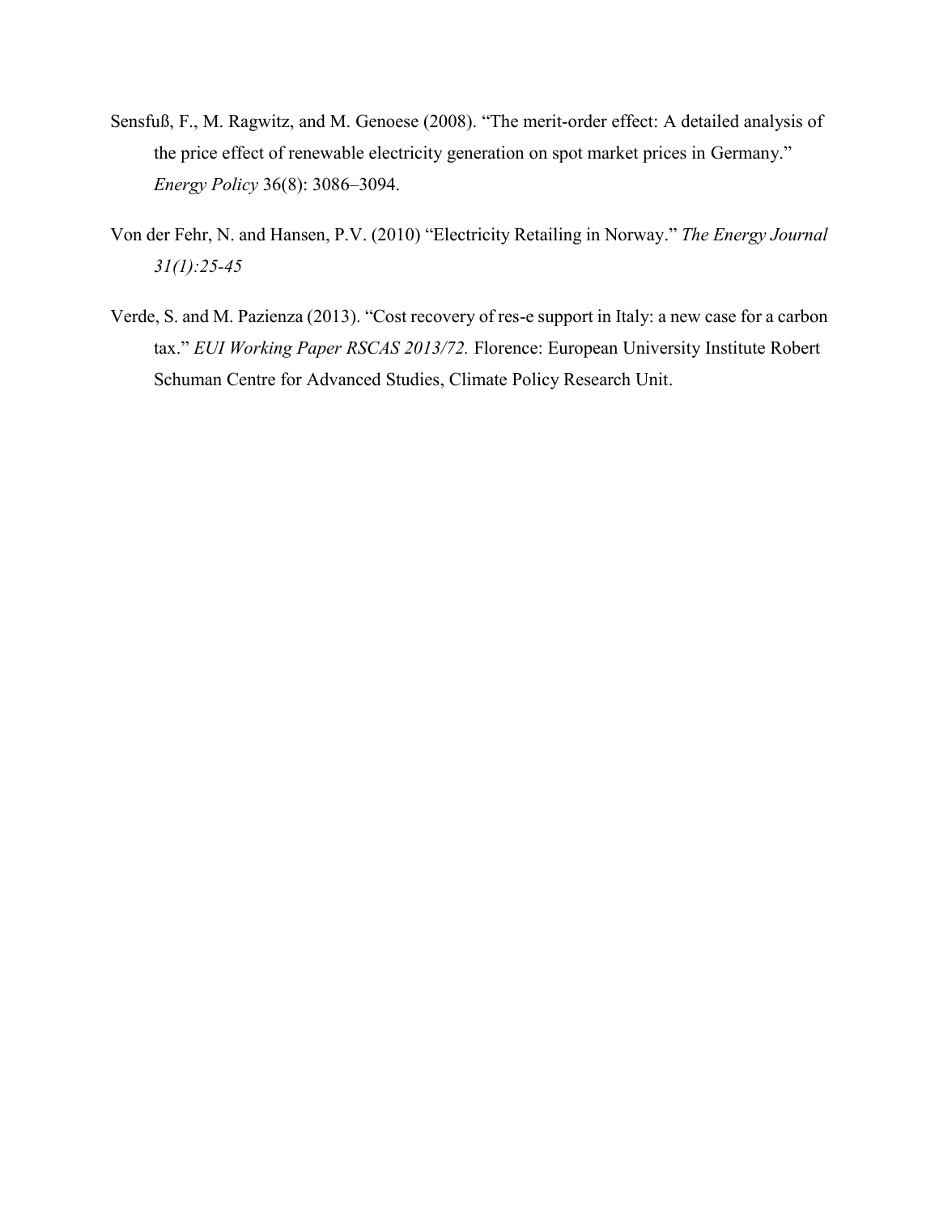Sensfuß, F., M. Ragwitz, and M. Genoese (2008). "The merit-order effect: A detailed analysis of the price effect of renewable electricity generation on spot market prices in Germany." *Energy Policy* 36(8): 3086–3094.

Von der Fehr, N. and Hansen, P.V. (2010) "Electricity Retailing in Norway." *The Energy Journal 31(1):25-45*

Verde, S. and M. Pazienza (2013). "Cost recovery of res-e support in Italy: a new case for a carbon tax." *EUI Working Paper RSCAS 2013/72.* Florence: European University Institute Robert Schuman Centre for Advanced Studies, Climate Policy Research Unit.